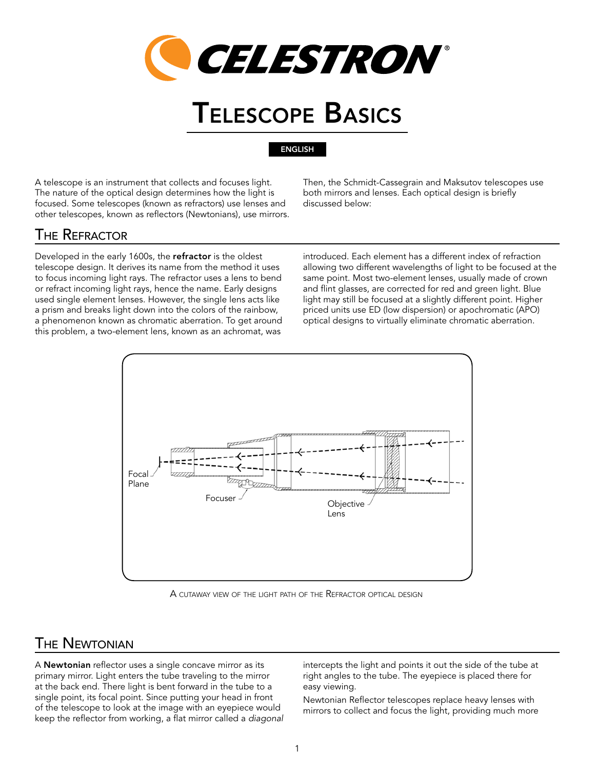# CELESTRON

# Telescope Basics

ENGLISH

A telescope is an instrument that collects and focuses light. The nature of the optical design determines how the light is focused. Some telescopes (known as refractors) use lenses and other telescopes, known as reflectors (Newtonians), use mirrors. Then, the Schmidt-Cassegrain and Maksutov telescopes use both mirrors and lenses. Each optical design is briefly discussed below:

## The Refractor

Developed in the early 1600s, the **refractor** is the oldest telescope design. It derives its name from the method it uses to focus incoming light rays. The refractor uses a lens to bend or refract incoming light rays, hence the name. Early designs used single element lenses. However, the single lens acts like a prism and breaks light down into the colors of the rainbow, a phenomenon known as chromatic aberration. To get around this problem, a two-element lens, known as an achromat, was introduced. Each element has a different index of refraction allowing two different wavelengths of light to be focused at the same point. Most two-element lenses, usually made of crown and flint glasses, are corrected for red and green light. Blue light may still be focused at a slightly different point. Higher priced units use ED (low dispersion) or apochromatic (APO) optical designs to virtually eliminate chromatic aberration.

Focal Plane

Focuser

Objective Lens

A cutaway view of the light path of the Refractor optical design

## The Newtonian

A **Newtonian** reflector uses a single concave mirror as its primary mirror. Light enters the tube traveling to the mirror at the back end. There light is bent forward in the tube to a single point, its focal point. Since putting your head in front of the telescope to look at the image with an eyepiece would keep the reflector from working, a flat mirror called a *diagonal* intercepts the light and points it out the side of the tube at right angles to the tube. The eyepiece is placed there for easy viewing.

Newtonian Reflector telescopes replace heavy lenses with mirrors to collect and focus the light, providing much more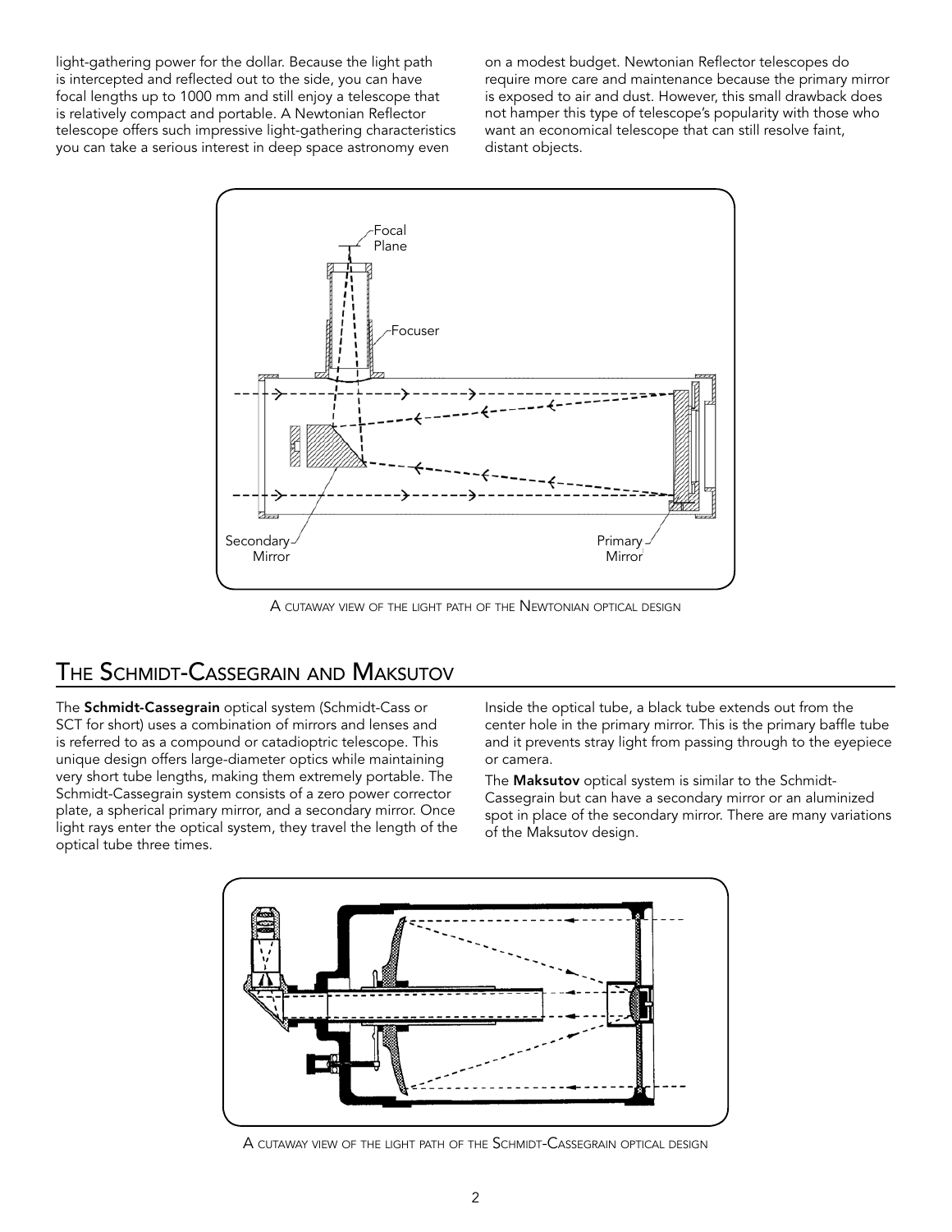light-gathering power for the dollar. Because the light path is intercepted and reflected out to the side, you can have focal lengths up to 1000 mm and still enjoy a telescope that is relatively compact and portable. A Newtonian Reflector telescope offers such impressive light-gathering characteristics you can take a serious interest in deep space astronomy even on a modest budget. Newtonian Reflector telescopes do require more care and maintenance because the primary mirror is exposed to air and dust. However, this small drawback does not hamper this type of telescope's popularity with those who want an economical telescope that can still resolve faint, distant objects.

A cutaway view of the light path of the Newtonian optical design

## The Schmidt-Cassegrain and Maksutov

The **Schmidt-Cassegrain** optical system (Schmidt-Cass or SCT for short) uses a combination of mirrors and lenses and is referred to as a compound or catadioptric telescope. This unique design offers large-diameter optics while maintaining very short tube lengths, making them extremely portable. The Schmidt-Cassegrain system consists of a zero power corrector plate, a spherical primary mirror, and a secondary mirror. Once light rays enter the optical system, they travel the length of the optical tube three times.

Inside the optical tube, a black tube extends out from the center hole in the primary mirror. This is the primary baffle tube and it prevents stray light from passing through to the eyepiece or camera.

The **Maksutov** optical system is similar to the Schmidt-Cassegrain but can have a secondary mirror or an aluminized spot in place of the secondary mirror. There are many variations of the Maksutov design.

A cutaway view of the light path of the Schmidt-Cassegrain optical design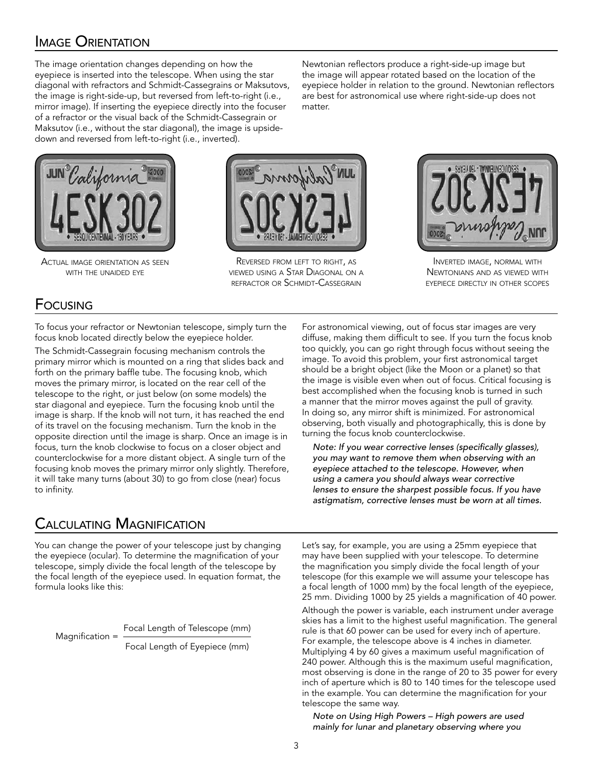## Image Orientation

The image orientation changes depending on how the eyepiece is inserted into the telescope. When using the star diagonal with refractors and Schmidt-Cassegrains or Maksutovs, the image is right-side-up, but reversed from left-to-right (i.e., mirror image). If inserting the eyepiece directly into the focuser of a refractor or the visual back of the Schmidt-Cassegrain or Maksutov (i.e., without the star diagonal), the image is upside-down and reversed from left-to-right (i.e., inverted).

Newtonian reflectors produce a right-side-up image but the image will appear rotated based on the location of the eyepiece holder in relation to the ground. Newtonian reflectors are best for astronomical use where right-side-up does not matter.

Actual image orientation as seen with the unaided eye

Reversed from left to right, as viewed using a Star Diagonal on a refractor or Schmidt-Cassegrain

Inverted image, normal with Newtonians and as viewed with eyepiece directly in other scopes

## Focusing

To focus your refractor or Newtonian telescope, simply turn the focus knob located directly below the eyepiece holder.

The Schmidt-Cassegrain focusing mechanism controls the primary mirror which is mounted on a ring that slides back and forth on the primary baffle tube. The focusing knob, which moves the primary mirror, is located on the rear cell of the telescope to the right, or just below (on some models) the star diagonal and eyepiece. Turn the focusing knob until the image is sharp. If the knob will not turn, it has reached the end of its travel on the focusing mechanism. Turn the knob in the opposite direction until the image is sharp. Once an image is in focus, turn the knob clockwise to focus on a closer object and counterclockwise for a more distant object. A single turn of the focusing knob moves the primary mirror only slightly. Therefore, it will take many turns (about 30) to go from close (near) focus to infinity.

For astronomical viewing, out of focus star images are very diffuse, making them difficult to see. If you turn the focus knob too quickly, you can go right through focus without seeing the image. To avoid this problem, your first astronomical target should be a bright object (like the Moon or a planet) so that the image is visible even when out of focus. Critical focusing is best accomplished when the focusing knob is turned in such a manner that the mirror moves against the pull of gravity. In doing so, any mirror shift is minimized. For astronomical observing, both visually and photographically, this is done by turning the focus knob counterclockwise.

*Note: If you wear corrective lenses (specifically glasses), you may want to remove them when observing with an eyepiece attached to the telescope. However, when using a camera you should always wear corrective lenses to ensure the sharpest possible focus. If you have astigmatism, corrective lenses must be worn at all times.*

## Calculating Magnification

You can change the power of your telescope just by changing the eyepiece (ocular). To determine the magnification of your telescope, simply divide the focal length of the telescope by the focal length of the eyepiece used. In equation format, the formula looks like this:

$$\text{Magnification} = \frac{\text{Focal Length of Telescope (mm)}}{\text{Focal Length of Eyepiece (mm)}}$$

Let's say, for example, you are using a 25mm eyepiece that may have been supplied with your telescope. To determine the magnification you simply divide the focal length of your telescope (for this example we will assume your telescope has a focal length of 1000 mm) by the focal length of the eyepiece, 25 mm. Dividing 1000 by 25 yields a magnification of 40 power.

Although the power is variable, each instrument under average skies has a limit to the highest useful magnification. The general rule is that 60 power can be used for every inch of aperture. For example, the telescope above is 4 inches in diameter. Multiplying 4 by 60 gives a maximum useful magnification of 240 power. Although this is the maximum useful magnification, most observing is done in the range of 20 to 35 power for every inch of aperture which is 80 to 140 times for the telescope used in the example. You can determine the magnification for your telescope the same way.

*Note on Using High Powers – High powers are used mainly for lunar and planetary observing where you*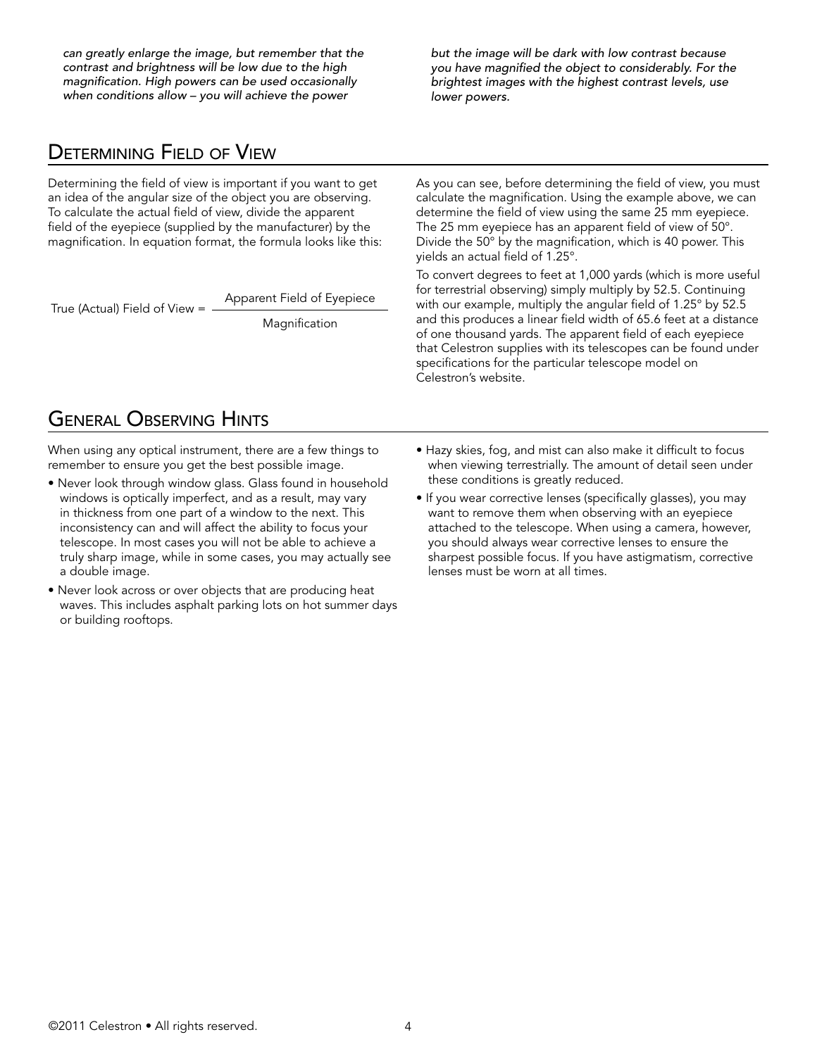*can greatly enlarge the image, but remember that the contrast and brightness will be low due to the high magnification. High powers can be used occasionally when conditions allow – you will achieve the power but the image will be dark with low contrast because you have magnified the object to considerably. For the brightest images with the highest contrast levels, use lower powers.*

## Determining Field of View

Determining the field of view is important if you want to get an idea of the angular size of the object you are observing. To calculate the actual field of view, divide the apparent field of the eyepiece (supplied by the manufacturer) by the magnification. In equation format, the formula looks like this:

$$\text{True (Actual) Field of View} = \frac{\text{Apparent Field of Eyepiece}}{\text{Magnification}}$$

As you can see, before determining the field of view, you must calculate the magnification. Using the example above, we can determine the field of view using the same 25 mm eyepiece. The 25 mm eyepiece has an apparent field of view of 50°. Divide the 50° by the magnification, which is 40 power. This yields an actual field of 1.25°.

To convert degrees to feet at 1,000 yards (which is more useful for terrestrial observing) simply multiply by 52.5. Continuing with our example, multiply the angular field of 1.25° by 52.5 and this produces a linear field width of 65.6 feet at a distance of one thousand yards. The apparent field of each eyepiece that Celestron supplies with its telescopes can be found under specifications for the particular telescope model on Celestron's website.

## General Observing Hints

When using any optical instrument, there are a few things to remember to ensure you get the best possible image.

- Never look through window glass. Glass found in household windows is optically imperfect, and as a result, may vary in thickness from one part of a window to the next. This inconsistency can and will affect the ability to focus your telescope. In most cases you will not be able to achieve a truly sharp image, while in some cases, you may actually see a double image.
- Never look across or over objects that are producing heat waves. This includes asphalt parking lots on hot summer days or building rooftops.
- Hazy skies, fog, and mist can also make it difficult to focus when viewing terrestrially. The amount of detail seen under these conditions is greatly reduced.
- If you wear corrective lenses (specifically glasses), you may want to remove them when observing with an eyepiece attached to the telescope. When using a camera, however, you should always wear corrective lenses to ensure the sharpest possible focus. If you have astigmatism, corrective lenses must be worn at all times.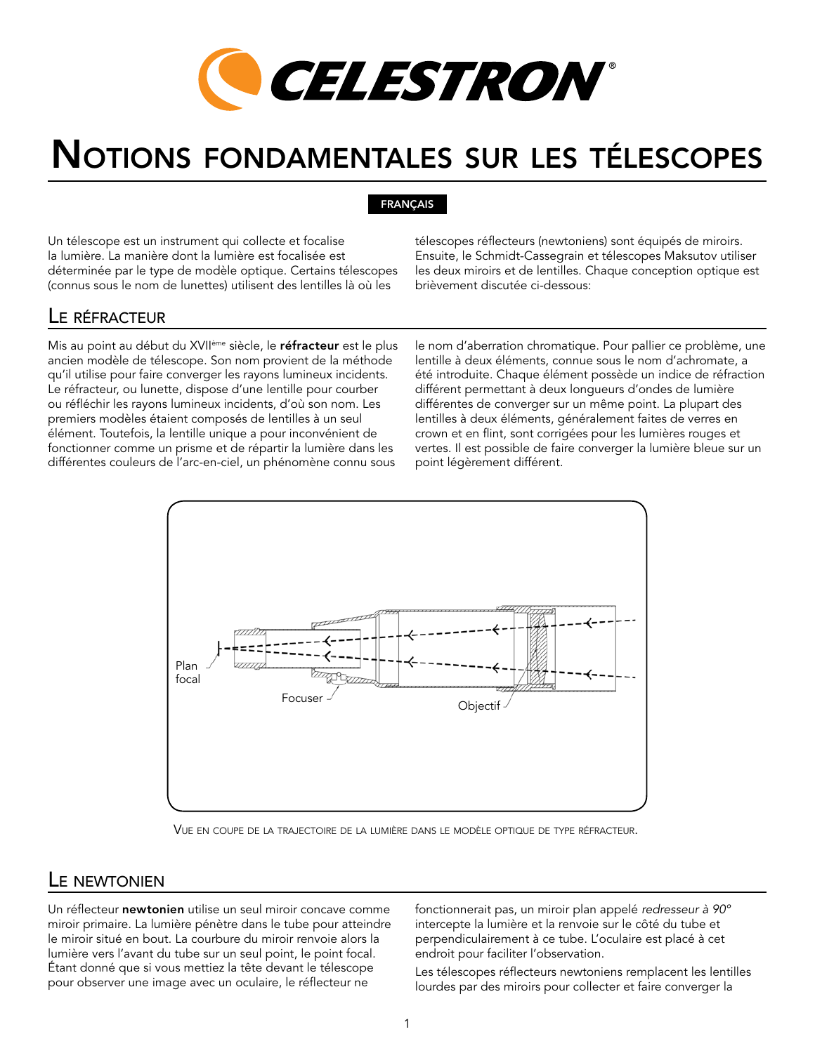# Notions fondamentales sur les télescopes

FRANÇAIS

Un télescope est un instrument qui collecte et focalise la lumière. La manière dont la lumière est focalisée est déterminée par le type de modèle optique. Certains télescopes (connus sous le nom de lunettes) utilisent des lentilles là où les télescopes réflecteurs (newtoniens) sont équipés de miroirs. Ensuite, le Schmidt-Cassegrain et télescopes Maksutov utiliser les deux miroirs et de lentilles. Chaque conception optique est brièvement discutée ci-dessous:

## Le réfracteur

Mis au point au début du XVII[ème] siècle, le **réfracteur** est le plus ancien modèle de télescope. Son nom provient de la méthode qu'il utilise pour faire converger les rayons lumineux incidents. Le réfracteur, ou lunette, dispose d'une lentille pour courber ou réfléchir les rayons lumineux incidents, d'où son nom. Les premiers modèles étaient composés de lentilles à un seul élément. Toutefois, la lentille unique a pour inconvénient de fonctionner comme un prisme et de répartir la lumière dans les différentes couleurs de l'arc-en-ciel, un phénomène connu sous le nom d'aberration chromatique. Pour pallier ce problème, une lentille à deux éléments, connue sous le nom d'achromate, a été introduite. Chaque élément possède un indice de réfraction différent permettant à deux longueurs d'ondes de lumière différentes de converger sur un même point. La plupart des lentilles à deux éléments, généralement faites de verres en crown et en flint, sont corrigées pour les lumières rouges et vertes. Il est possible de faire converger la lumière bleue sur un point légèrement différent.

Plan focal

Focuser

Objectif

Vue en coupe de la trajectoire de la lumière dans le modèle optique de type réfracteur.

## Le newtonien

Un réflecteur **newtonien** utilise un seul miroir concave comme miroir primaire. La lumière pénètre dans le tube pour atteindre le miroir situé en bout. La courbure du miroir renvoie alors la lumière vers l'avant du tube sur un seul point, le point focal. Étant donné que si vous mettiez la tête devant le télescope pour observer une image avec un oculaire, le réflecteur ne fonctionnerait pas, un miroir plan appelé *redresseur à 90º* intercepte la lumière et la renvoie sur le côté du tube et perpendiculairement à ce tube. L'oculaire est placé à cet endroit pour faciliter l'observation.

Les télescopes réflecteurs newtoniens remplacent les lentilles lourdes par des miroirs pour collecter et faire converger la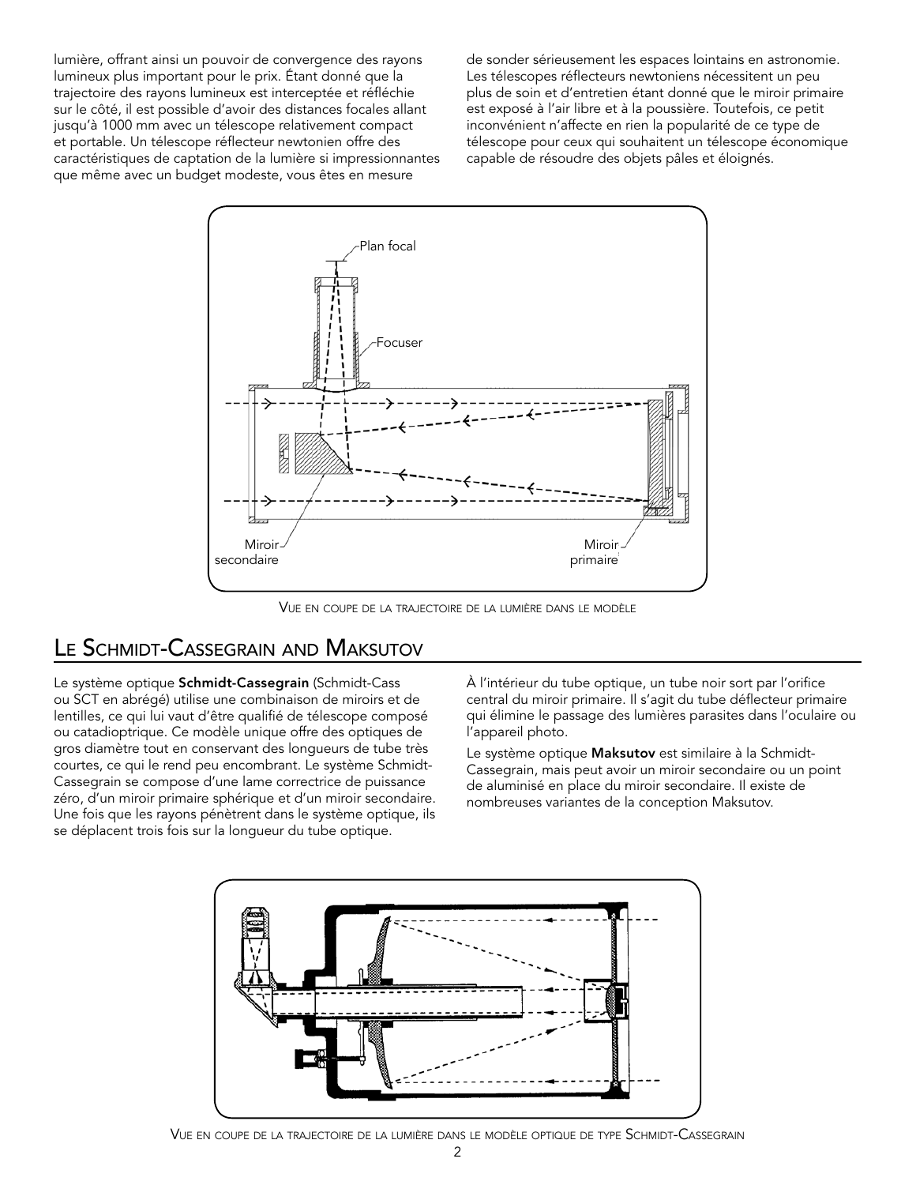lumière, offrant ainsi un pouvoir de convergence des rayons lumineux plus important pour le prix. Étant donné que la trajectoire des rayons lumineux est interceptée et réfléchie sur le côté, il est possible d'avoir des distances focales allant jusqu'à 1000 mm avec un télescope relativement compact et portable. Un télescope réflecteur newtonien offre des caractéristiques de captation de la lumière si impressionnantes que même avec un budget modeste, vous êtes en mesure de sonder sérieusement les espaces lointains en astronomie. Les télescopes réflecteurs newtoniens nécessitent un peu plus de soin et d'entretien étant donné que le miroir primaire est exposé à l'air libre et à la poussière. Toutefois, ce petit inconvénient n'affecte en rien la popularité de ce type de télescope pour ceux qui souhaitent un télescope économique capable de résoudre des objets pâles et éloignés.

Plan focal

Focuser

Miroir secondaire

Miroir primaire

Vue en coupe de la trajectoire de la lumière dans le modèle

## Le Schmidt-Cassegrain and Maksutov

Le système optique **Schmidt-Cassegrain** (Schmidt-Cass ou SCT en abrégé) utilise une combinaison de miroirs et de lentilles, ce qui lui vaut d'être qualifié de télescope composé ou catadioptrique. Ce modèle unique offre des optiques de gros diamètre tout en conservant des longueurs de tube très courtes, ce qui le rend peu encombrant. Le système Schmidt-Cassegrain se compose d'une lame correctrice de puissance zéro, d'un miroir primaire sphérique et d'un miroir secondaire. Une fois que les rayons pénètrent dans le système optique, ils se déplacent trois fois sur la longueur du tube optique.

À l'intérieur du tube optique, un tube noir sort par l'orifice central du miroir primaire. Il s'agit du tube déflecteur primaire qui élimine le passage des lumières parasites dans l'oculaire ou l'appareil photo.

Le système optique **Maksutov** est similaire à la Schmidt-Cassegrain, mais peut avoir un miroir secondaire ou un point de aluminisé en place du miroir secondaire. Il existe de nombreuses variantes de la conception Maksutov.

Vue en coupe de la trajectoire de la lumière dans le modèle optique de type Schmidt-Cassegrain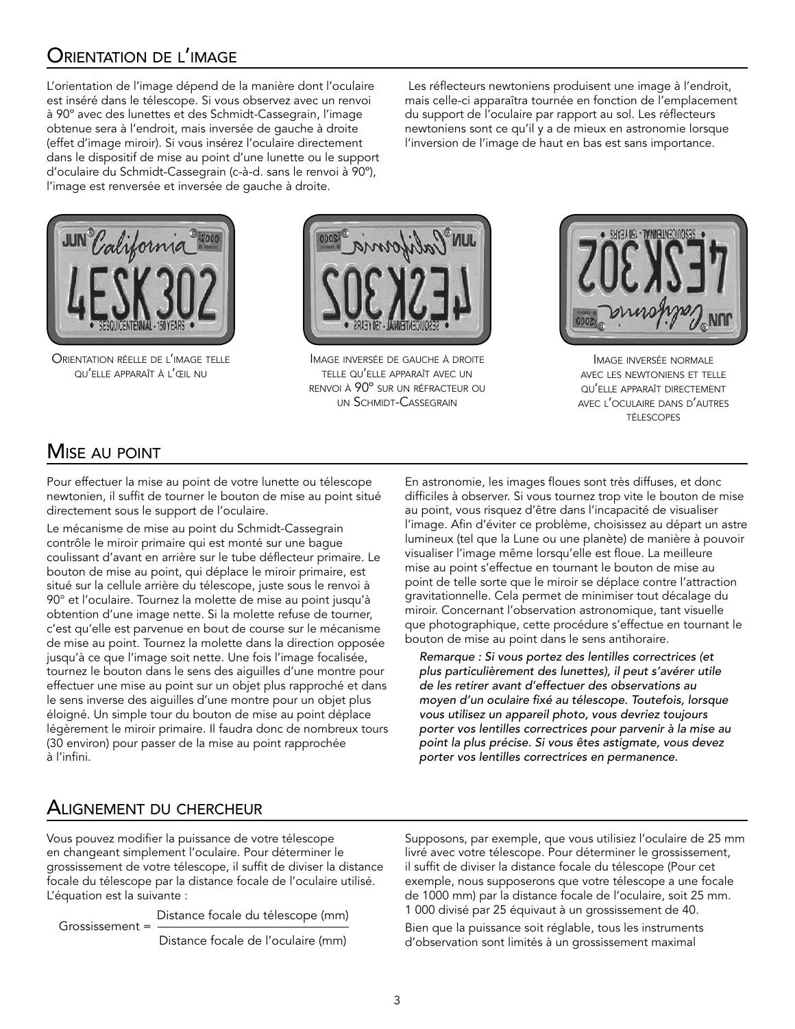## Orientation de l'image

L'orientation de l'image dépend de la manière dont l'oculaire est inséré dans le télescope. Si vous observez avec un renvoi à 90º avec des lunettes et des Schmidt-Cassegrain, l'image obtenue sera à l'endroit, mais inversée de gauche à droite (effet d'image miroir). Si vous insérez l'oculaire directement dans le dispositif de mise au point d'une lunette ou le support d'oculaire du Schmidt-Cassegrain (c-à-d. sans le renvoi à 90º), l'image est renversée et inversée de gauche à droite.

Les réflecteurs newtoniens produisent une image à l'endroit, mais celle-ci apparaîtra tournée en fonction de l'emplacement du support de l'oculaire par rapport au sol. Les réflecteurs newtoniens sont ce qu'il y a de mieux en astronomie lorsque l'inversion de l'image de haut en bas est sans importance.

Orientation réelle de l'image telle qu'elle apparaît à l'œil nu

Image inversée de gauche à droite telle qu'elle apparaît avec un renvoi à 90º sur un réfracteur ou un Schmidt-Cassegrain

Image inversée normale avec les newtoniens et telle qu'elle apparaît directement avec l'oculaire dans d'autres télescopes

## Mise au point

Pour effectuer la mise au point de votre lunette ou télescope newtonien, il suffit de tourner le bouton de mise au point situé directement sous le support de l'oculaire.

Le mécanisme de mise au point du Schmidt-Cassegrain contrôle le miroir primaire qui est monté sur une bague coulissant d'avant en arrière sur le tube déflecteur primaire. Le bouton de mise au point, qui déplace le miroir primaire, est situé sur la cellule arrière du télescope, juste sous le renvoi à 90° et l'oculaire. Tournez la molette de mise au point jusqu'à obtention d'une image nette. Si la molette refuse de tourner, c'est qu'elle est parvenue en bout de course sur le mécanisme de mise au point. Tournez la molette dans la direction opposée jusqu'à ce que l'image soit nette. Une fois l'image focalisée, tournez le bouton dans le sens des aiguilles d'une montre pour effectuer une mise au point sur un objet plus rapproché et dans le sens inverse des aiguilles d'une montre pour un objet plus éloigné. Un simple tour du bouton de mise au point déplace légèrement le miroir primaire. Il faudra donc de nombreux tours (30 environ) pour passer de la mise au point rapprochée à l'infini.

En astronomie, les images floues sont très diffuses, et donc difficiles à observer. Si vous tournez trop vite le bouton de mise au point, vous risquez d'être dans l'incapacité de visualiser l'image. Afin d'éviter ce problème, choisissez au départ un astre lumineux (tel que la Lune ou une planète) de manière à pouvoir visualiser l'image même lorsqu'elle est floue. La meilleure mise au point s'effectue en tournant le bouton de mise au point de telle sorte que le miroir se déplace contre l'attraction gravitationnelle. Cela permet de minimiser tout décalage du miroir. Concernant l'observation astronomique, tant visuelle que photographique, cette procédure s'effectue en tournant le bouton de mise au point dans le sens antihoraire.

*Remarque : Si vous portez des lentilles correctrices (et plus particulièrement des lunettes), il peut s'avérer utile de les retirer avant d'effectuer des observations au moyen d'un oculaire fixé au télescope. Toutefois, lorsque vous utilisez un appareil photo, vous devriez toujours porter vos lentilles correctrices pour parvenir à la mise au point la plus précise. Si vous êtes astigmate, vous devez porter vos lentilles correctrices en permanence.*

## Alignement du chercheur

Vous pouvez modifier la puissance de votre télescope en changeant simplement l'oculaire. Pour déterminer le grossissement de votre télescope, il suffit de diviser la distance focale du télescope par la distance focale de l'oculaire utilisé. L'équation est la suivante :

$$\text{Grossissement} = \frac{\text{Distance focale du télescope (mm)}}{\text{Distance focale de l'oculaire (mm)}}$$

Supposons, par exemple, que vous utilisiez l'oculaire de 25 mm livré avec votre télescope. Pour déterminer le grossissement, il suffit de diviser la distance focale du télescope (Pour cet exemple, nous supposerons que votre télescope a une focale de 1000 mm) par la distance focale de l'oculaire, soit 25 mm. 1 000 divisé par 25 équivaut à un grossissement de 40.

Bien que la puissance soit réglable, tous les instruments d'observation sont limités à un grossissement maximal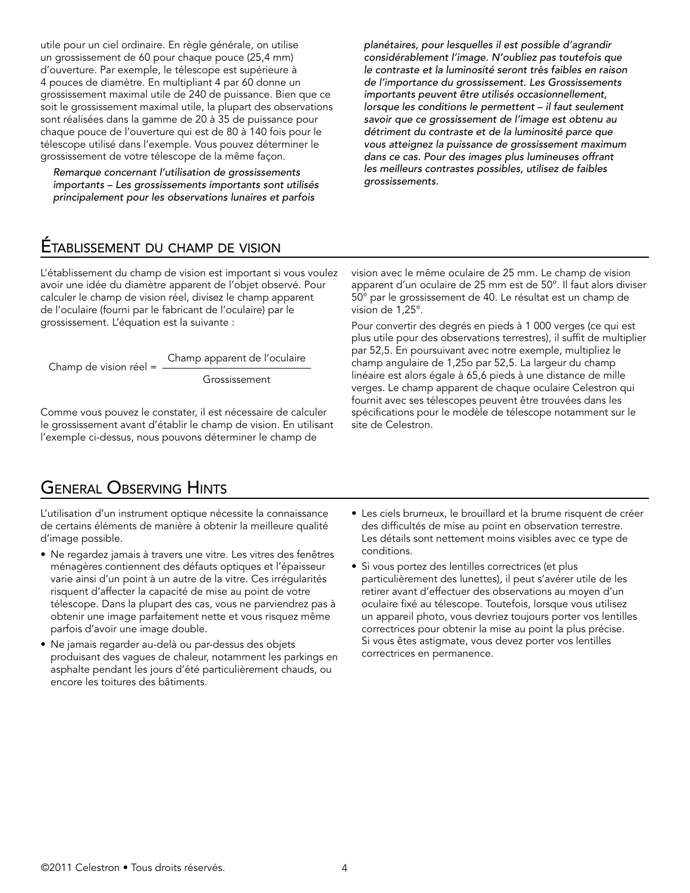utile pour un ciel ordinaire. En règle générale, on utilise un grossissement de 60 pour chaque pouce (25,4 mm) d'ouverture. Par exemple, le télescope est supérieure à 4 pouces de diamètre. En multipliant 4 par 60 donne un grossissement maximal utile de 240 de puissance. Bien que ce soit le grossissement maximal utile, la plupart des observations sont réalisées dans la gamme de 20 à 35 de puissance pour chaque pouce de l'ouverture qui est de 80 à 140 fois pour le télescope utilisé dans l'exemple. Vous pouvez déterminer le grossissement de votre télescope de la même façon.

*Remarque concernant l'utilisation de grossissements importants – Les grossissements importants sont utilisés principalement pour les observations lunaires et parfois planétaires, pour lesquelles il est possible d'agrandir considérablement l'image. N'oubliez pas toutefois que le contraste et la luminosité seront très faibles en raison de l'importance du grossissement. Les Grossissements importants peuvent être utilisés occasionnellement, lorsque les conditions le permettent – il faut seulement savoir que ce grossissement de l'image est obtenu au détriment du contraste et de la luminosité parce que vous atteignez la puissance de grossissement maximum dans ce cas. Pour des images plus lumineuses offrant les meilleurs contrastes possibles, utilisez de faibles grossissements.*

## Établissement du champ de vision

L'établissement du champ de vision est important si vous voulez avoir une idée du diamètre apparent de l'objet observé. Pour calculer le champ de vision réel, divisez le champ apparent de l'oculaire (fourni par le fabricant de l'oculaire) par le grossissement. L'équation est la suivante :

$$\text{Champ de vision réel} = \frac{\text{Champ apparent de l'oculaire}}{\text{Grossissement}}$$

Comme vous pouvez le constater, il est nécessaire de calculer le grossissement avant d'établir le champ de vision. En utilisant l'exemple ci-dessus, nous pouvons déterminer le champ de vision avec le même oculaire de 25 mm. Le champ de vision apparent d'un oculaire de 25 mm est de 50°. Il faut alors diviser 50° par le grossissement de 40. Le résultat est un champ de vision de 1,25°.

Pour convertir des degrés en pieds à 1 000 verges (ce qui est plus utile pour des observations terrestres), il suffit de multiplier par 52,5. En poursuivant avec notre exemple, multipliez le champ angulaire de 1,25o par 52,5. La largeur du champ linéaire est alors égale à 65,6 pieds à une distance de mille verges. Le champ apparent de chaque oculaire Celestron qui fournit avec ses télescopes peuvent être trouvées dans les spécifications pour le modèle de télescope notamment sur le site de Celestron.

## General Observing Hints

L'utilisation d'un instrument optique nécessite la connaissance de certains éléments de manière à obtenir la meilleure qualité d'image possible.

- Ne regardez jamais à travers une vitre. Les vitres des fenêtres ménagères contiennent des défauts optiques et l'épaisseur varie ainsi d'un point à un autre de la vitre. Ces irrégularités risquent d'affecter la capacité de mise au point de votre télescope. Dans la plupart des cas, vous ne parviendrez pas à obtenir une image parfaitement nette et vous risquez même parfois d'avoir une image double.
- Ne jamais regarder au-delà ou par-dessus des objets produisant des vagues de chaleur, notamment les parkings en asphalte pendant les jours d'été particulièrement chauds, ou encore les toitures des bâtiments.
- Les ciels brumeux, le brouillard et la brume risquent de créer des difficultés de mise au point en observation terrestre. Les détails sont nettement moins visibles avec ce type de conditions.
- Si vous portez des lentilles correctrices (et plus particulièrement des lunettes), il peut s'avérer utile de les retirer avant d'effectuer des observations au moyen d'un oculaire fixé au télescope. Toutefois, lorsque vous utilisez un appareil photo, vous devriez toujours porter vos lentilles correctrices pour obtenir la mise au point la plus précise. Si vous êtes astigmate, vous devez porter vos lentilles correctrices en permanence.

©2011 Celestron • Tous droits réservés.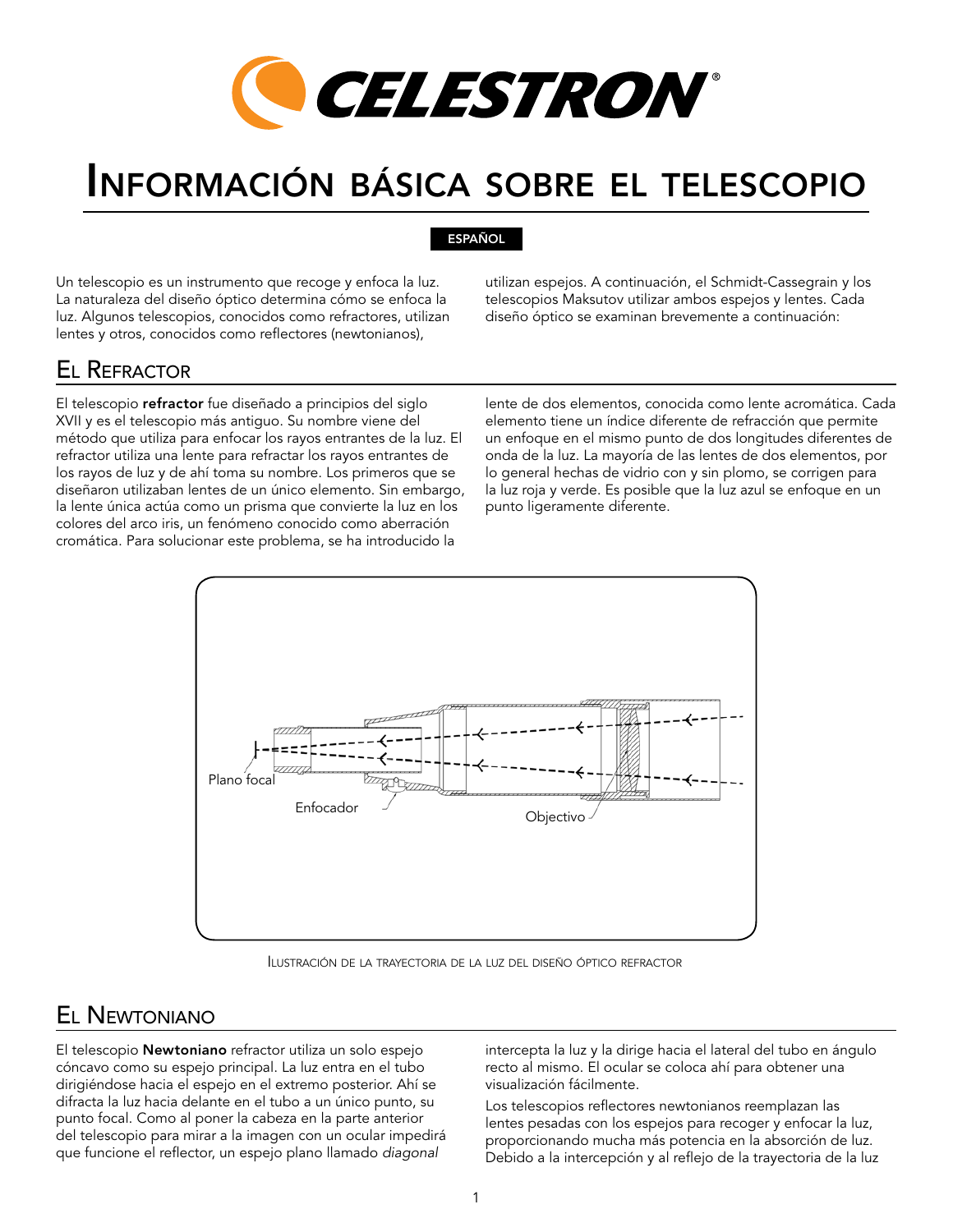# Información básica sobre el telescopio

**ESPAÑOL**

Un telescopio es un instrumento que recoge y enfoca la luz. La naturaleza del diseño óptico determina cómo se enfoca la luz. Algunos telescopios, conocidos como refractores, utilizan lentes y otros, conocidos como reflectores (newtonianos), utilizan espejos. A continuación, el Schmidt-Cassegrain y los telescopios Maksutov utilizar ambos espejos y lentes. Cada diseño óptico se examinan brevemente a continuación:

## El Refractor

El telescopio **refractor** fue diseñado a principios del siglo XVII y es el telescopio más antiguo. Su nombre viene del método que utiliza para enfocar los rayos entrantes de la luz. El refractor utiliza una lente para refractar los rayos entrantes de los rayos de luz y de ahí toma su nombre. Los primeros que se diseñaron utilizaban lentes de un único elemento. Sin embargo, la lente única actúa como un prisma que convierte la luz en los colores del arco iris, un fenómeno conocido como aberración cromática. Para solucionar este problema, se ha introducido la lente de dos elementos, conocida como lente acromática. Cada elemento tiene un índice diferente de refracción que permite un enfoque en el mismo punto de dos longitudes diferentes de onda de la luz. La mayoría de las lentes de dos elementos, por lo general hechas de vidrio con y sin plomo, se corrigen para la luz roja y verde. Es posible que la luz azul se enfoque en un punto ligeramente diferente.

Plano focal

Enfocador

Objectivo

Ilustración de la trayectoria de la luz del diseño óptico refractor

## El Newtoniano

El telescopio **Newtoniano** refractor utiliza un solo espejo cóncavo como su espejo principal. La luz entra en el tubo dirigiéndose hacia el espejo en el extremo posterior. Ahí se difracta la luz hacia delante en el tubo a un único punto, su punto focal. Como al poner la cabeza en la parte anterior del telescopio para mirar a la imagen con un ocular impedirá que funcione el reflector, un espejo plano llamado *diagonal* intercepta la luz y la dirige hacia el lateral del tubo en ángulo recto al mismo. El ocular se coloca ahí para obtener una visualización fácilmente.

Los telescopios reflectores newtonianos reemplazan las lentes pesadas con los espejos para recoger y enfocar la luz, proporcionando mucha más potencia en la absorción de luz. Debido a la intercepción y al reflejo de la trayectoria de la luz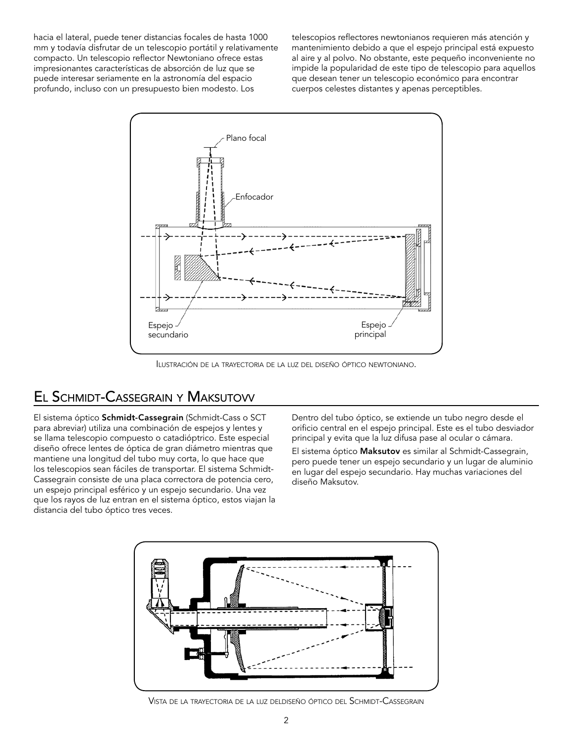hacia el lateral, puede tener distancias focales de hasta 1000 mm y todavía disfrutar de un telescopio portátil y relativamente compacto. Un telescopio reflector Newtoniano ofrece estas impresionantes características de absorción de luz que se puede interesar seriamente en la astronomía del espacio profundo, incluso con un presupuesto bien modesto. Los telescopios reflectores newtonianos requieren más atención y mantenimiento debido a que el espejo principal está expuesto al aire y al polvo. No obstante, este pequeño inconveniente no impide la popularidad de este tipo de telescopio para aquellos que desean tener un telescopio económico para encontrar cuerpos celestes distantes y apenas perceptibles.

Plano focal

Enfocador

Espejo secundario

Espejo principal

Ilustración de la trayectoria de la luz del diseño óptico newtoniano.

## El Schmidt-Cassegrain y Maksutovv

El sistema óptico **Schmidt-Cassegrain** (Schmidt-Cass o SCT para abreviar) utiliza una combinación de espejos y lentes y se llama telescopio compuesto o catadióptrico. Este especial diseño ofrece lentes de óptica de gran diámetro mientras que mantiene una longitud del tubo muy corta, lo que hace que los telescopios sean fáciles de transportar. El sistema Schmidt-Cassegrain consiste de una placa correctora de potencia cero, un espejo principal esférico y un espejo secundario. Una vez que los rayos de luz entran en el sistema óptico, estos viajan la distancia del tubo óptico tres veces.

Dentro del tubo óptico, se extiende un tubo negro desde el orificio central en el espejo principal. Este es el tubo desviador principal y evita que la luz difusa pase al ocular o cámara.

El sistema óptico **Maksutov** es similar al Schmidt-Cassegrain, pero puede tener un espejo secundario y un lugar de aluminio en lugar del espejo secundario. Hay muchas variaciones del diseño Maksutov.

Vista de la trayectoria de la luz deldiseño óptico del Schmidt-Cassegrain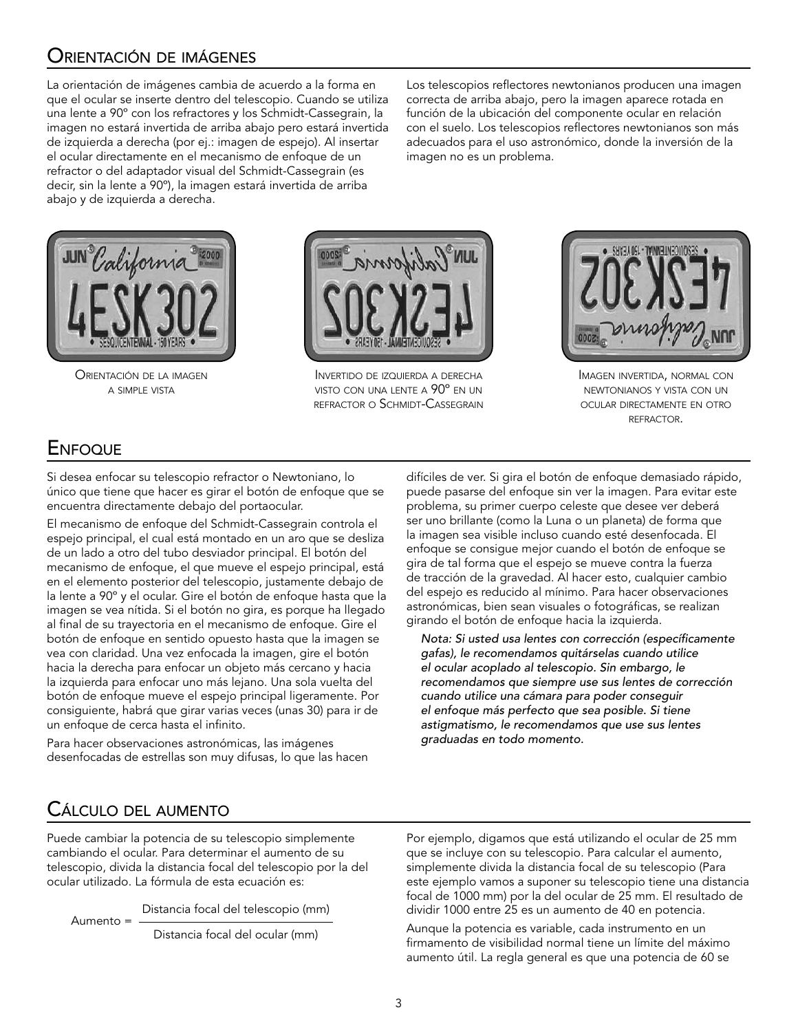## Orientación de imágenes

La orientación de imágenes cambia de acuerdo a la forma en que el ocular se inserte dentro del telescopio. Cuando se utiliza una lente a 90º con los refractores y los Schmidt-Cassegrain, la imagen no estará invertida de arriba abajo pero estará invertida de izquierda a derecha (por ej.: imagen de espejo). Al insertar el ocular directamente en el mecanismo de enfoque de un refractor o del adaptador visual del Schmidt-Cassegrain (es decir, sin la lente a 90º), la imagen estará invertida de arriba abajo y de izquierda a derecha.

Los telescopios reflectores newtonianos producen una imagen correcta de arriba abajo, pero la imagen aparece rotada en función de la ubicación del componente ocular en relación con el suelo. Los telescopios reflectores newtonianos son más adecuados para el uso astronómico, donde la inversión de la imagen no es un problema.

Orientación de la imagen a simple vista

Invertido de izquierda a derecha visto con una lente a 90º en un refractor o Schmidt-Cassegrain

Imagen invertida, normal con newtonianos y vista con un ocular directamente en otro refractor.

## Enfoque

Si desea enfocar su telescopio refractor o Newtoniano, lo único que tiene que hacer es girar el botón de enfoque que se encuentra directamente debajo del portaocular.

El mecanismo de enfoque del Schmidt-Cassegrain controla el espejo principal, el cual está montado en un aro que se desliza de un lado a otro del tubo desviador principal. El botón del mecanismo de enfoque, el que mueve el espejo principal, está en el elemento posterior del telescopio, justamente debajo de la lente a 90º y el ocular. Gire el botón de enfoque hasta que la imagen se vea nítida. Si el botón no gira, es porque ha llegado al final de su trayectoria en el mecanismo de enfoque. Gire el botón de enfoque en sentido opuesto hasta que la imagen se vea con claridad. Una vez enfocada la imagen, gire el botón hacia la derecha para enfocar un objeto más cercano y hacia la izquierda para enfocar uno más lejano. Una sola vuelta del botón de enfoque mueve el espejo principal ligeramente. Por consiguiente, habrá que girar varias veces (unas 30) para ir de un enfoque de cerca hasta el infinito.

Para hacer observaciones astronómicas, las imágenes desenfocadas de estrellas son muy difusas, lo que las hacen difíciles de ver. Si gira el botón de enfoque demasiado rápido, puede pasarse del enfoque sin ver la imagen. Para evitar este problema, su primer cuerpo celeste que desee ver deberá ser uno brillante (como la Luna o un planeta) de forma que la imagen sea visible incluso cuando esté desenfocada. El enfoque se consigue mejor cuando el botón de enfoque se gira de tal forma que el espejo se mueve contra la fuerza de tracción de la gravedad. Al hacer esto, cualquier cambio del espejo es reducido al mínimo. Para hacer observaciones astronómicas, bien sean visuales o fotográficas, se realizan girando el botón de enfoque hacia la izquierda.

*Nota: Si usted usa lentes con corrección (específicamente gafas), le recomendamos quitárselas cuando utilice el ocular acoplado al telescopio. Sin embargo, le recomendamos que siempre use sus lentes de corrección cuando utilice una cámara para poder conseguir el enfoque más perfecto que sea posible. Si tiene astigmatismo, le recomendamos que use sus lentes graduadas en todo momento.*

## Cálculo del aumento

Puede cambiar la potencia de su telescopio simplemente cambiando el ocular. Para determinar el aumento de su telescopio, divida la distancia focal del telescopio por la del ocular utilizado. La fórmula de esta ecuación es:

$$\text{Aumento} = \frac{\text{Distancia focal del telescopio (mm)}}{\text{Distancia focal del ocular (mm)}}$$

Por ejemplo, digamos que está utilizando el ocular de 25 mm que se incluye con su telescopio. Para calcular el aumento, simplemente divida la distancia focal de su telescopio (Para este ejemplo vamos a suponer su telescopio tiene una distancia focal de 1000 mm) por la del ocular de 25 mm. El resultado de dividir 1000 entre 25 es un aumento de 40 en potencia.

Aunque la potencia es variable, cada instrumento en un firmamento de visibilidad normal tiene un límite del máximo aumento útil. La regla general es que una potencia de 60 se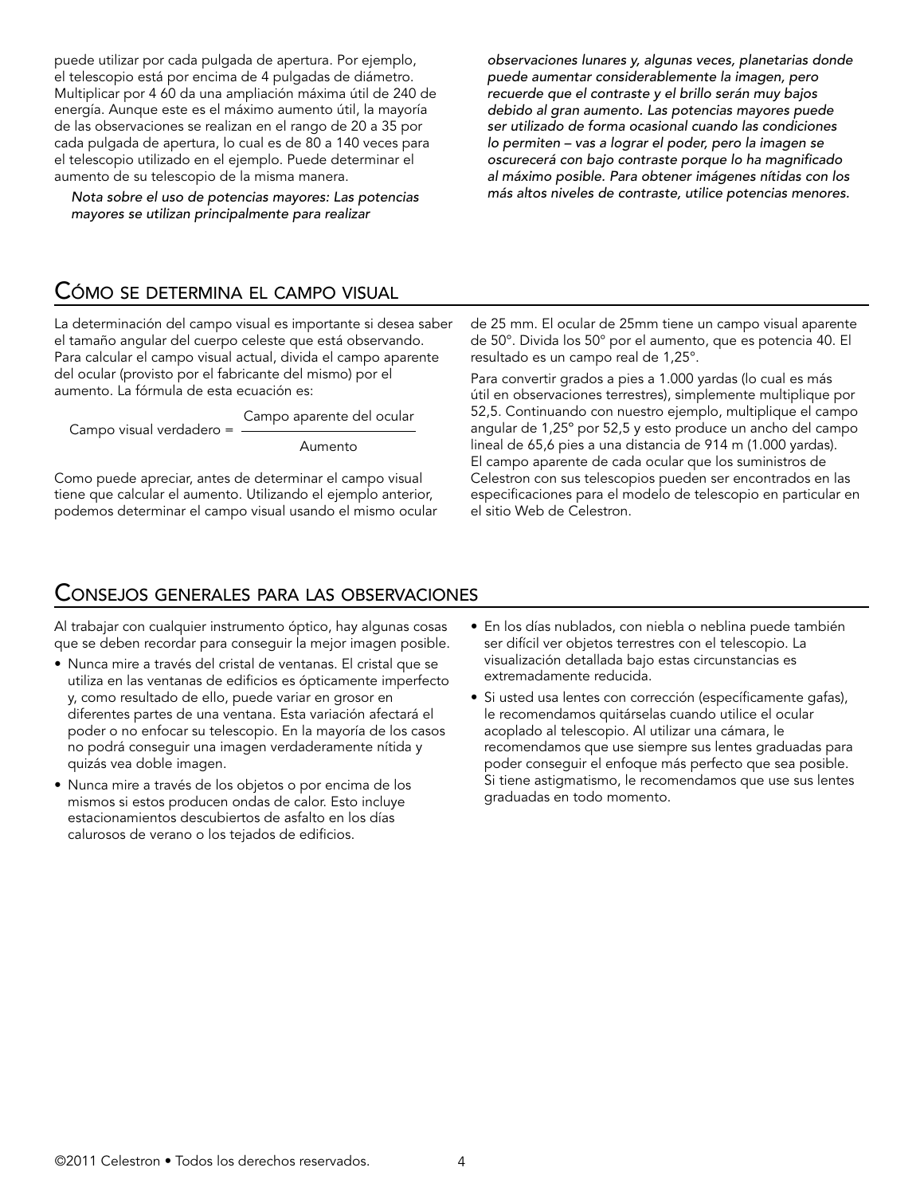puede utilizar por cada pulgada de apertura. Por ejemplo, el telescopio está por encima de 4 pulgadas de diámetro. Multiplicar por 4 60 da una ampliación máxima útil de 240 de energía. Aunque este es el máximo aumento útil, la mayoría de las observaciones se realizan en el rango de 20 a 35 por cada pulgada de apertura, lo cual es de 80 a 140 veces para el telescopio utilizado en el ejemplo. Puede determinar el aumento de su telescopio de la misma manera.

*Nota sobre el uso de potencias mayores: Las potencias mayores se utilizan principalmente para realizar observaciones lunares y, algunas veces, planetarias donde puede aumentar considerablemente la imagen, pero recuerde que el contraste y el brillo serán muy bajos debido al gran aumento. Las potencias mayores puede ser utilizado de forma ocasional cuando las condiciones lo permiten – vas a lograr el poder, pero la imagen se oscurecerá con bajo contraste porque lo ha magnificado al máximo posible. Para obtener imágenes nítidas con los más altos niveles de contraste, utilice potencias menores.*

## Cómo se determina el campo visual

La determinación del campo visual es importante si desea saber el tamaño angular del cuerpo celeste que está observando. Para calcular el campo visual actual, divida el campo aparente del ocular (provisto por el fabricante del mismo) por el aumento. La fórmula de esta ecuación es:

$$\text{Campo visual verdadero} = \frac{\text{Campo aparente del ocular}}{\text{Aumento}}$$

Como puede apreciar, antes de determinar el campo visual tiene que calcular el aumento. Utilizando el ejemplo anterior, podemos determinar el campo visual usando el mismo ocular de 25 mm. El ocular de 25mm tiene un campo visual aparente de 50°. Divida los 50° por el aumento, que es potencia 40. El resultado es un campo real de 1,25°.

Para convertir grados a pies a 1.000 yardas (lo cual es más útil en observaciones terrestres), simplemente multiplique por 52,5. Continuando con nuestro ejemplo, multiplique el campo angular de 1,25° por 52,5 y esto produce un ancho del campo lineal de 65,6 pies a una distancia de 914 m (1.000 yardas). El campo aparente de cada ocular que los suministros de Celestron con sus telescopios pueden ser encontrados en las especificaciones para el modelo de telescopio en particular en el sitio Web de Celestron.

## Consejos generales para las observaciones

Al trabajar con cualquier instrumento óptico, hay algunas cosas que se deben recordar para conseguir la mejor imagen posible.

- Nunca mire a través del cristal de ventanas. El cristal que se utiliza en las ventanas de edificios es ópticamente imperfecto y, como resultado de ello, puede variar en grosor en diferentes partes de una ventana. Esta variación afectará el poder o no enfocar su telescopio. En la mayoría de los casos no podrá conseguir una imagen verdaderamente nítida y quizás vea doble imagen.
- Nunca mire a través de los objetos o por encima de los mismos si estos producen ondas de calor. Esto incluye estacionamientos descubiertos de asfalto en los días calurosos de verano o los tejados de edificios.
- En los días nublados, con niebla o neblina puede también ser difícil ver objetos terrestres con el telescopio. La visualización detallada bajo estas circunstancias es extremadamente reducida.
- Si usted usa lentes con corrección (específicamente gafas), le recomendamos quitárselas cuando utilice el ocular acoplado al telescopio. Al utilizar una cámara, le recomendamos que use siempre sus lentes graduadas para poder conseguir el enfoque más perfecto que sea posible. Si tiene astigmatismo, le recomendamos que use sus lentes graduadas en todo momento.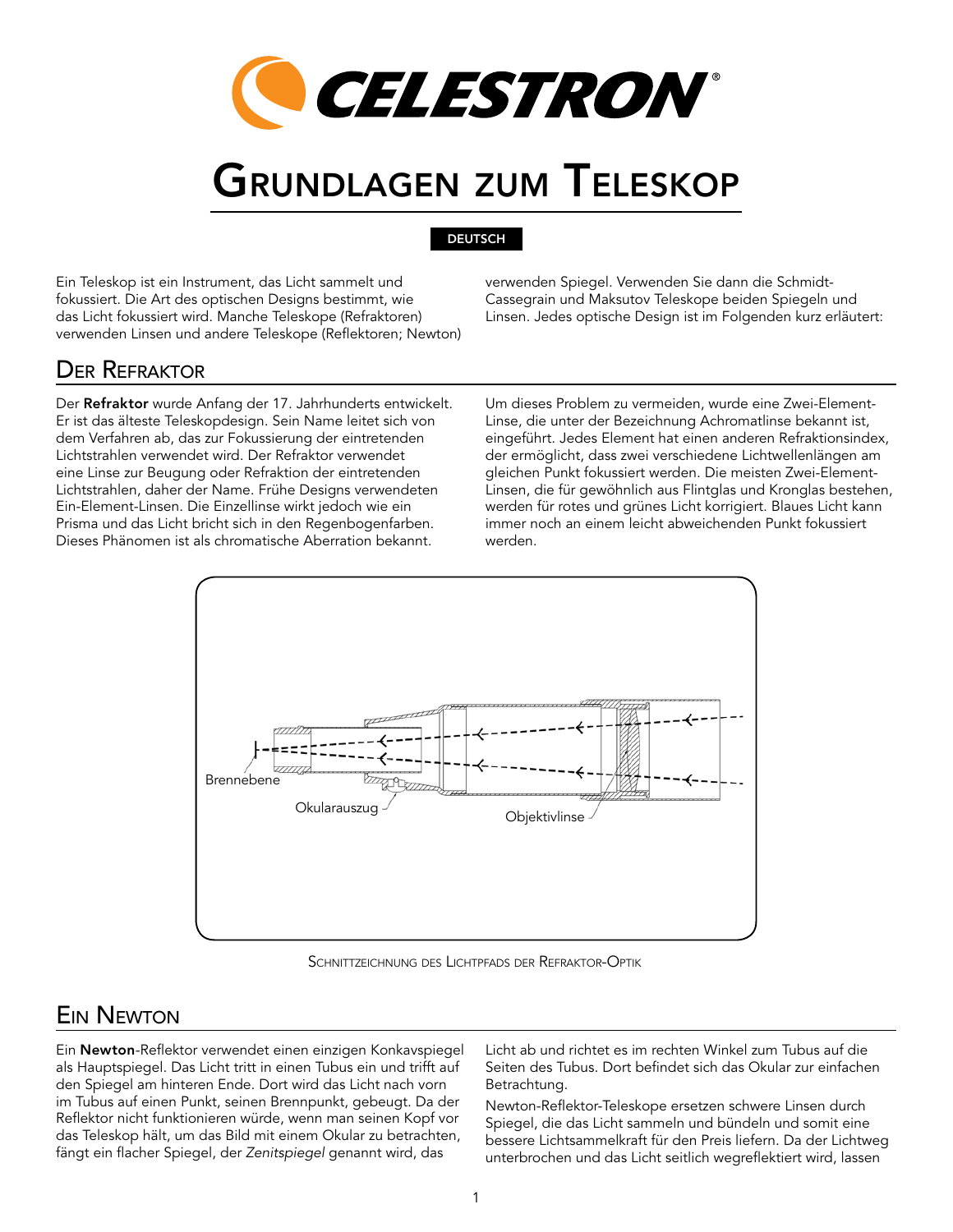# Grundlagen zum Teleskop

DEUTSCH

Ein Teleskop ist ein Instrument, das Licht sammelt und fokussiert. Die Art des optischen Designs bestimmt, wie das Licht fokussiert wird. Manche Teleskope (Refraktoren) verwenden Linsen und andere Teleskope (Reflektoren; Newton) verwenden Spiegel. Verwenden Sie dann die Schmidt-Cassegrain und Maksutov Teleskope beiden Spiegeln und Linsen. Jedes optische Design ist im Folgenden kurz erläutert:

## Der Refraktor

Der **Refraktor** wurde Anfang der 17. Jahrhunderts entwickelt. Er ist das älteste Teleskopdesign. Sein Name leitet sich von dem Verfahren ab, das zur Fokussierung der eintretenden Lichtstrahlen verwendet wird. Der Refraktor verwendet eine Linse zur Beugung oder Refraktion der eintretenden Lichtstrahlen, daher der Name. Frühe Designs verwendeten Ein-Element-Linsen. Die Einzellinse wirkt jedoch wie ein Prisma und das Licht bricht sich in den Regenbogenfarben. Dieses Phänomen ist als chromatische Aberration bekannt. Um dieses Problem zu vermeiden, wurde eine Zwei-Element-Linse, die unter der Bezeichnung Achromatlinse bekannt ist, eingeführt. Jedes Element hat einen anderen Refraktionsindex, der ermöglicht, dass zwei verschiedene Lichtwellenlängen am gleichen Punkt fokussiert werden. Die meisten Zwei-Element-Linsen, die für gewöhnlich aus Flintglas und Kronglas bestehen, werden für rotes und grünes Licht korrigiert. Blaues Licht kann immer noch an einem leicht abweichenden Punkt fokussiert werden.

Brennebene

Okularauszug

Objektivlinse

Schnittzeichnung des Lichtpfads der Refraktor-Optik

## Ein Newton

Ein **Newton**-Reflektor verwendet einen einzigen Konkavspiegel als Hauptspiegel. Das Licht tritt in einen Tubus ein und trifft auf den Spiegel am hinteren Ende. Dort wird das Licht nach vorn im Tubus auf einen Punkt, seinen Brennpunkt, gebeugt. Da der Reflektor nicht funktionieren würde, wenn man seinen Kopf vor das Teleskop hält, um das Bild mit einem Okular zu betrachten, fängt ein flacher Spiegel, der *Zenitspiegel* genannt wird, das Licht ab und richtet es im rechten Winkel zum Tubus auf die Seiten des Tubus. Dort befindet sich das Okular zur einfachen Betrachtung.

Newton-Reflektor-Teleskope ersetzen schwere Linsen durch Spiegel, die das Licht sammeln und bündeln und somit eine bessere Lichtsammelkraft für den Preis liefern. Da der Lichtweg unterbrochen und das Licht seitlich wegreflektiert wird, lassen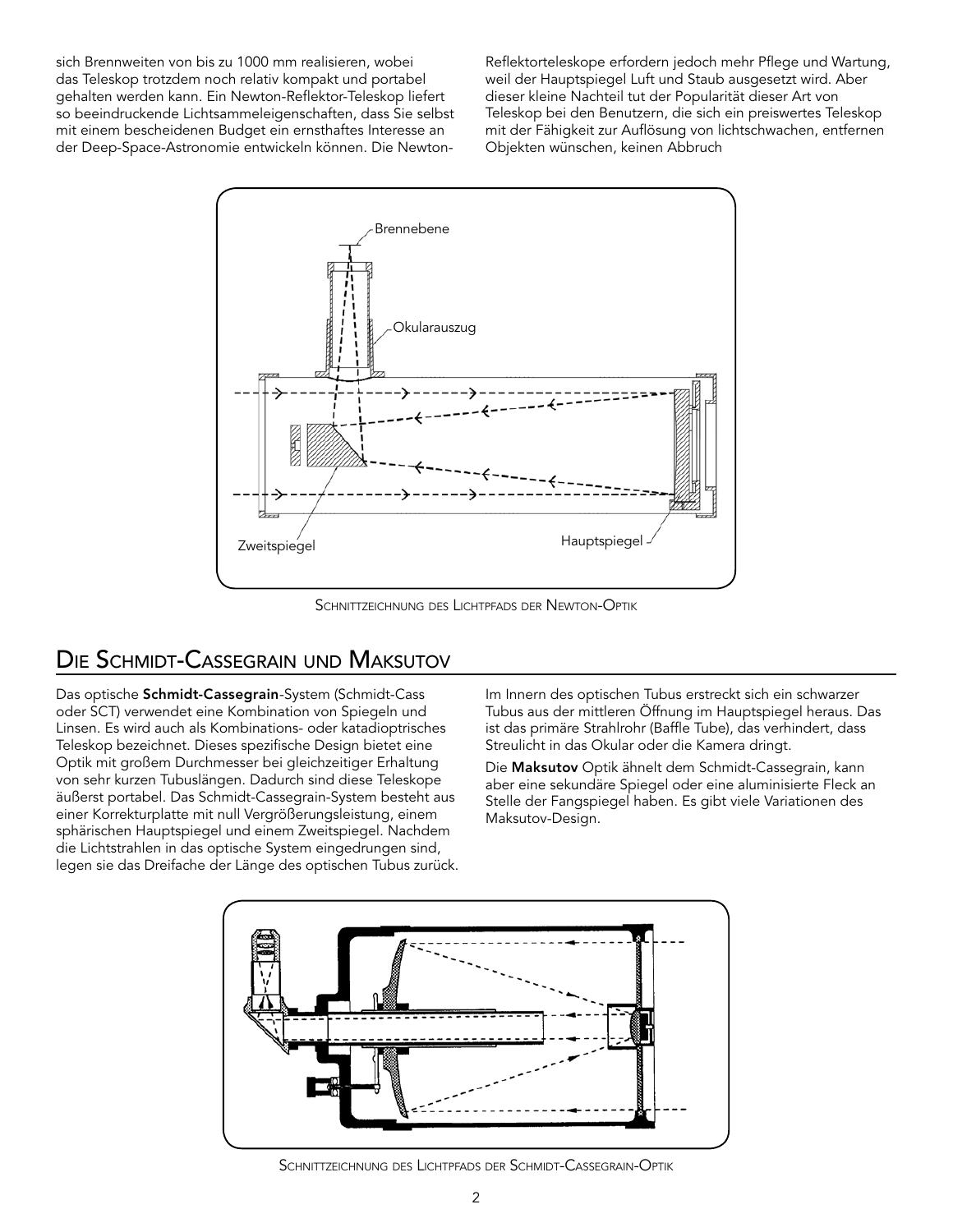sich Brennweiten von bis zu 1000 mm realisieren, wobei das Teleskop trotzdem noch relativ kompakt und portabel gehalten werden kann. Ein Newton-Reflektor-Teleskop liefert so beeindruckende Lichtsammeleigenschaften, dass Sie selbst mit einem bescheidenen Budget ein ernsthaftes Interesse an der Deep-Space-Astronomie entwickeln können. Die Newton-Reflektorteleskope erfordern jedoch mehr Pflege und Wartung, weil der Hauptspiegel Luft und Staub ausgesetzt wird. Aber dieser kleine Nachteil tut der Popularität dieser Art von Teleskop bei den Benutzern, die sich ein preiswertes Teleskop mit der Fähigkeit zur Auflösung von lichtschwachen, entfernen Objekten wünschen, keinen Abbruch

Brennebene

Okularauszug

Zweitspiegel

Hauptspiegel

SCHNITTZEICHNUNG DES LICHTPFADS DER NEWTON-OPTIK

## DIE SCHMIDT-CASSEGRAIN UND MAKSUTOV

Das optische **Schmidt-Cassegrain**-System (Schmidt-Cass oder SCT) verwendet eine Kombination von Spiegeln und Linsen. Es wird auch als Kombinations- oder katadioptrisches Teleskop bezeichnet. Dieses spezifische Design bietet eine Optik mit großem Durchmesser bei gleichzeitiger Erhaltung von sehr kurzen Tubuslängen. Dadurch sind diese Teleskope äußerst portabel. Das Schmidt-Cassegrain-System besteht aus einer Korrekturplatte mit null Vergrößerungsleistung, einem sphärischen Hauptspiegel und einem Zweitspiegel. Nachdem die Lichtstrahlen in das optische System eingedrungen sind, legen sie das Dreifache der Länge des optischen Tubus zurück.

Im Innern des optischen Tubus erstreckt sich ein schwarzer Tubus aus der mittleren Öffnung im Hauptspiegel heraus. Das ist das primäre Strahlrohr (Baffle Tube), das verhindert, dass Streulicht in das Okular oder die Kamera dringt.

Die **Maksutov** Optik ähnelt dem Schmidt-Cassegrain, kann aber eine sekundäre Spiegel oder eine aluminisierte Fleck an Stelle der Fangspiegel haben. Es gibt viele Variationen des Maksutov-Design.

SCHNITTZEICHNUNG DES LICHTPFADS DER SCHMIDT-CASSEGRAIN-OPTIK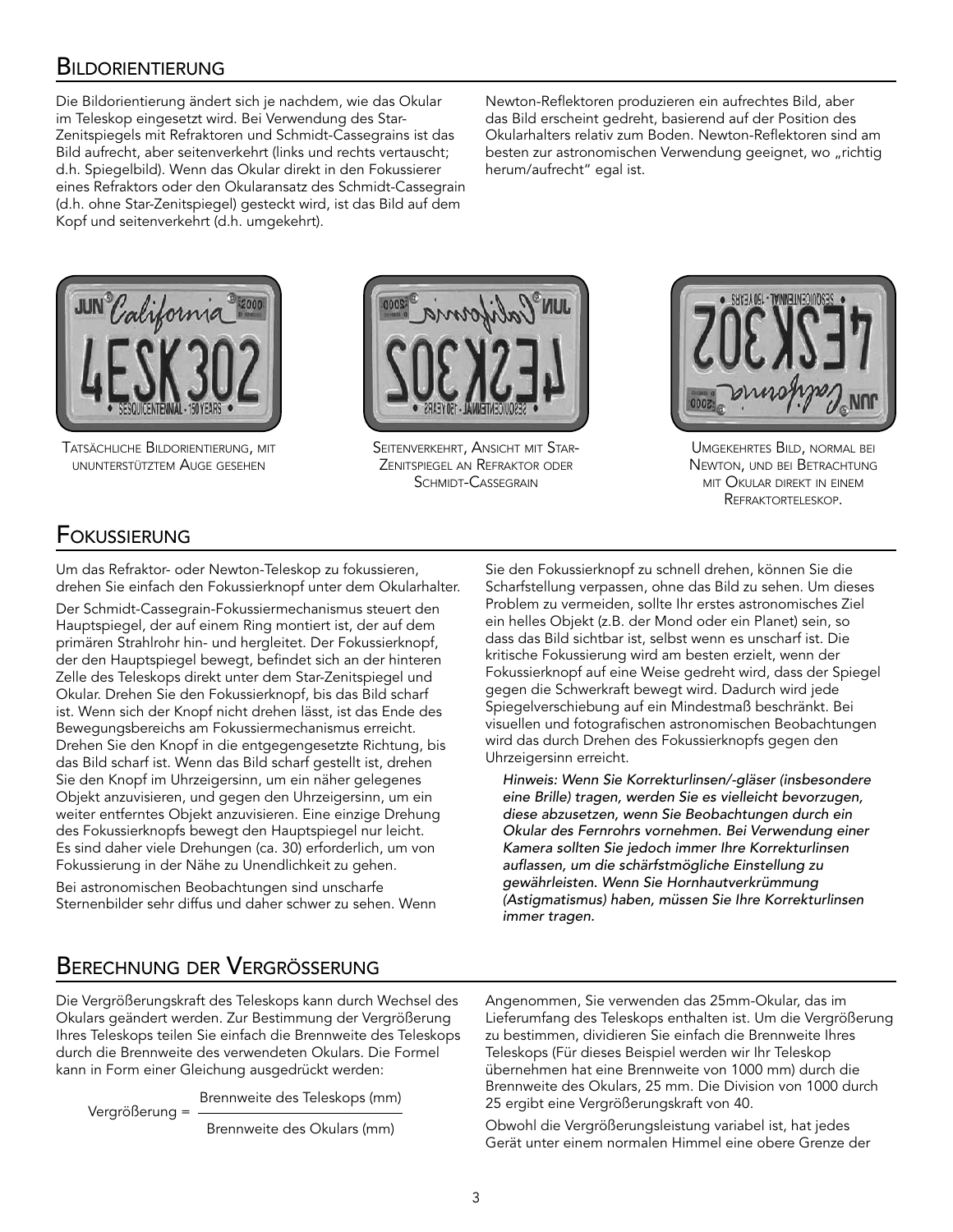## Bildorientierung

Die Bildorientierung ändert sich je nachdem, wie das Okular im Teleskop eingesetzt wird. Bei Verwendung des Star-Zenitspiegels mit Refraktoren und Schmidt-Cassegrains ist das Bild aufrecht, aber seitenverkehrt (links und rechts vertauscht; d.h. Spiegelbild). Wenn das Okular direkt in den Fokussierer eines Refraktors oder den Okularansatz des Schmidt-Cassegrain (d.h. ohne Star-Zenitspiegel) gesteckt wird, ist das Bild auf dem Kopf und seitenverkehrt (d.h. umgekehrt).

Newton-Reflektoren produzieren ein aufrechtes Bild, aber das Bild erscheint gedreht, basierend auf der Position des Okularhalters relativ zum Boden. Newton-Reflektoren sind am besten zur astronomischen Verwendung geeignet, wo „richtig herum/aufrecht" egal ist.

Tatsächliche Bildorientierung, mit ununterstütztem Auge gesehen

Seitenverkehrt, Ansicht mit Star-Zenitspiegel an Refraktor oder Schmidt-Cassegrain

Umgekehrtes Bild, normal bei Newton, und bei Betrachtung mit Okular direkt in einem Refraktorteleskop.

## Fokussierung

Um das Refraktor- oder Newton-Teleskop zu fokussieren, drehen Sie einfach den Fokussierknopf unter dem Okularhalter.

Der Schmidt-Cassegrain-Fokussiermechanismus steuert den Hauptspiegel, der auf einem Ring montiert ist, der auf dem primären Strahlrohr hin- und hergleitet. Der Fokussierknopf, der den Hauptspiegel bewegt, befindet sich an der hinteren Zelle des Teleskops direkt unter dem Star-Zenitspiegel und Okular. Drehen Sie den Fokussierknopf, bis das Bild scharf ist. Wenn sich der Knopf nicht drehen lässt, ist das Ende des Bewegungsbereichs am Fokussiermechanismus erreicht. Drehen Sie den Knopf in die entgegengesetzte Richtung, bis das Bild scharf ist. Wenn das Bild scharf gestellt ist, drehen Sie den Knopf im Uhrzeigersinn, um ein näher gelegenes Objekt anzuvisieren, und gegen den Uhrzeigersinn, um ein weiter entferntes Objekt anzuvisieren. Eine einzige Drehung des Fokussierknopfs bewegt den Hauptspiegel nur leicht. Es sind daher viele Drehungen (ca. 30) erforderlich, um von Fokussierung in der Nähe zu Unendlichkeit zu gehen.

Bei astronomischen Beobachtungen sind unscharfe Sternenbilder sehr diffus und daher schwer zu sehen. Wenn Sie den Fokussierknopf zu schnell drehen, können Sie die Scharfstellung verpassen, ohne das Bild zu sehen. Um dieses Problem zu vermeiden, sollte Ihr erstes astronomisches Ziel ein helles Objekt (z.B. der Mond oder ein Planet) sein, so dass das Bild sichtbar ist, selbst wenn es unscharf ist. Die kritische Fokussierung wird am besten erzielt, wenn der Fokussierknopf auf eine Weise gedreht wird, dass der Spiegel gegen die Schwerkraft bewegt wird. Dadurch wird jede Spiegelverschiebung auf ein Mindestmaß beschränkt. Bei visuellen und fotografischen astronomischen Beobachtungen wird das durch Drehen des Fokussierknopfs gegen den Uhrzeigersinn erreicht.

*Hinweis: Wenn Sie Korrekturlinsen/-gläser (insbesondere eine Brille) tragen, werden Sie es vielleicht bevorzugen, diese abzusetzen, wenn Sie Beobachtungen durch ein Okular des Fernrohrs vornehmen. Bei Verwendung einer Kamera sollten Sie jedoch immer Ihre Korrekturlinsen auflassen, um die schärfstmögliche Einstellung zu gewährleisten. Wenn Sie Hornhautverkrümmung (Astigmatismus) haben, müssen Sie Ihre Korrekturlinsen immer tragen.*

## Berechnung der Vergrößerung

Die Vergrößerungskraft des Teleskops kann durch Wechsel des Okulars geändert werden. Zur Bestimmung der Vergrößerung Ihres Teleskops teilen Sie einfach die Brennweite des Teleskops durch die Brennweite des verwendeten Okulars. Die Formel kann in Form einer Gleichung ausgedrückt werden:

$$\text{Vergrößerung} = \frac{\text{Brennweite des Teleskops (mm)}}{\text{Brennweite des Okulars (mm)}}$$

Angenommen, Sie verwenden das 25mm-Okular, das im Lieferumfang des Teleskops enthalten ist. Um die Vergrößerung zu bestimmen, dividieren Sie einfach die Brennweite Ihres Teleskops (Für dieses Beispiel werden wir Ihr Teleskop übernehmen hat eine Brennweite von 1000 mm) durch die Brennweite des Okulars, 25 mm. Die Division von 1000 durch 25 ergibt eine Vergrößerungskraft von 40.

Obwohl die Vergrößerungsleistung variabel ist, hat jedes Gerät unter einem normalen Himmel eine obere Grenze der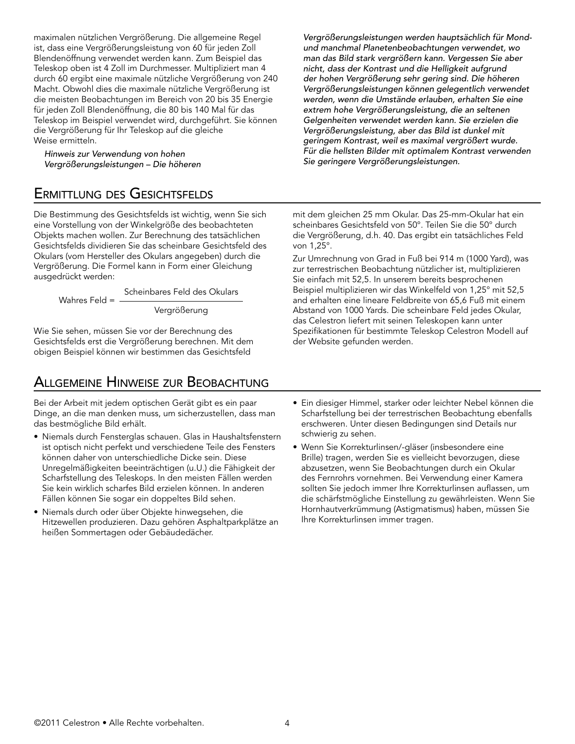maximalen nützlichen Vergrößerung. Die allgemeine Regel ist, dass eine Vergrößerungsleistung von 60 für jeden Zoll Blendenöffnung verwendet werden kann. Zum Beispiel das Teleskop oben ist 4 Zoll im Durchmesser. Multipliziert man 4 durch 60 ergibt eine maximale nützliche Vergrößerung von 240 Macht. Obwohl dies die maximale nützliche Vergrößerung ist die meisten Beobachtungen im Bereich von 20 bis 35 Energie für jeden Zoll Blendenöffnung, die 80 bis 140 Mal für das Teleskop im Beispiel verwendet wird, durchgeführt. Sie können die Vergrößerung für Ihr Teleskop auf die gleiche Weise ermitteln.

*Hinweis zur Verwendung von hohen Vergrößerungsleistungen – Die höheren Vergrößerungsleistungen werden hauptsächlich für Mond- und manchmal Planetenbeobachtungen verwendet, wo man das Bild stark vergrößern kann. Vergessen Sie aber nicht, dass der Kontrast und die Helligkeit aufgrund der hohen Vergrößerung sehr gering sind. Die höheren Vergrößerungsleistungen können gelegentlich verwendet werden, wenn die Umstände erlauben, erhalten Sie eine extrem hohe Vergrößerungsleistung, die an seltenen Gelgenheiten verwendet werden kann. Sie erzielen die Vergrößerungsleistung, aber das Bild ist dunkel mit geringem Kontrast, weil es maximal vergrößert wurde. Für die hellsten Bilder mit optimalem Kontrast verwenden Sie geringere Vergrößerungsleistungen.*

## Ermittlung des Gesichtsfelds

Die Bestimmung des Gesichtsfelds ist wichtig, wenn Sie sich eine Vorstellung von der Winkelgröße des beobachteten Objekts machen wollen. Zur Berechnung des tatsächlichen Gesichtsfelds dividieren Sie das scheinbare Gesichtsfeld des Okulars (vom Hersteller des Okulars angegeben) durch die Vergrößerung. Die Formel kann in Form einer Gleichung ausgedrückt werden:

$$\text{Wahres Feld} = \frac{\text{Scheinbares Feld des Okulars}}{\text{Vergrößerung}}$$

Wie Sie sehen, müssen Sie vor der Berechnung des Gesichtsfelds erst die Vergrößerung berechnen. Mit dem obigen Beispiel können wir bestimmen das Gesichtsfeld mit dem gleichen 25 mm Okular. Das 25-mm-Okular hat ein scheinbares Gesichtsfeld von 50°. Teilen Sie die 50° durch die Vergrößerung, d.h. 40. Das ergibt ein tatsächliches Feld von 1,25°.

Zur Umrechnung von Grad in Fuß bei 914 m (1000 Yard), was zur terrestrischen Beobachtung nützlicher ist, multiplizieren Sie einfach mit 52,5. In unserem bereits besprochenen Beispiel multiplizieren wir das Winkelfeld von 1,25° mit 52,5 and erhalten eine lineare Feldbreite von 65,6 Fuß mit einem Abstand von 1000 Yards. Die scheinbare Feld jedes Okular, das Celestron liefert mit seinen Teleskopen kann unter Spezifikationen für bestimmte Teleskop Celestron Modell auf der Website gefunden werden.

## Allgemeine Hinweise zur Beobachtung

Bei der Arbeit mit jedem optischen Gerät gibt es ein paar Dinge, an die man denken muss, um sicherzustellen, dass man das bestmögliche Bild erhält.

- Niemals durch Fensterglas schauen. Glas in Haushaltsfenstern ist optisch nicht perfekt und verschiedene Teile des Fensters können daher von unterschiedliche Dicke sein. Diese Unregelmäßigkeiten beeinträchtigen (u.U.) die Fähigkeit der Scharfstellung des Teleskops. In den meisten Fällen werden Sie kein wirklich scharfes Bild erzielen können. In anderen Fällen können Sie sogar ein doppeltes Bild sehen.
- Niemals durch oder über Objekte hinwegsehen, die Hitzewellen produzieren. Dazu gehören Asphaltparkplätze an heißen Sommertagen oder Gebäudedächer.
- Ein diesiger Himmel, starker oder leichter Nebel können die Scharfstellung bei der terrestrischen Beobachtung ebenfalls erschweren. Unter diesen Bedingungen sind Details nur schwierig zu sehen.
- Wenn Sie Korrekturlinsen/-gläser (insbesondere eine Brille) tragen, werden Sie es vielleicht bevorzugen, diese abzusetzen, wenn Sie Beobachtungen durch ein Okular des Fernrohrs vornehmen. Bei Verwendung einer Kamera sollten Sie jedoch immer Ihre Korrekturlinsen auflassen, um die schärfstmögliche Einstellung zu gewährleisten. Wenn Sie Hornhautverkrümmung (Astigmatismus) haben, müssen Sie Ihre Korrekturlinsen immer tragen.

©2011 Celestron • Alle Rechte vorbehalten.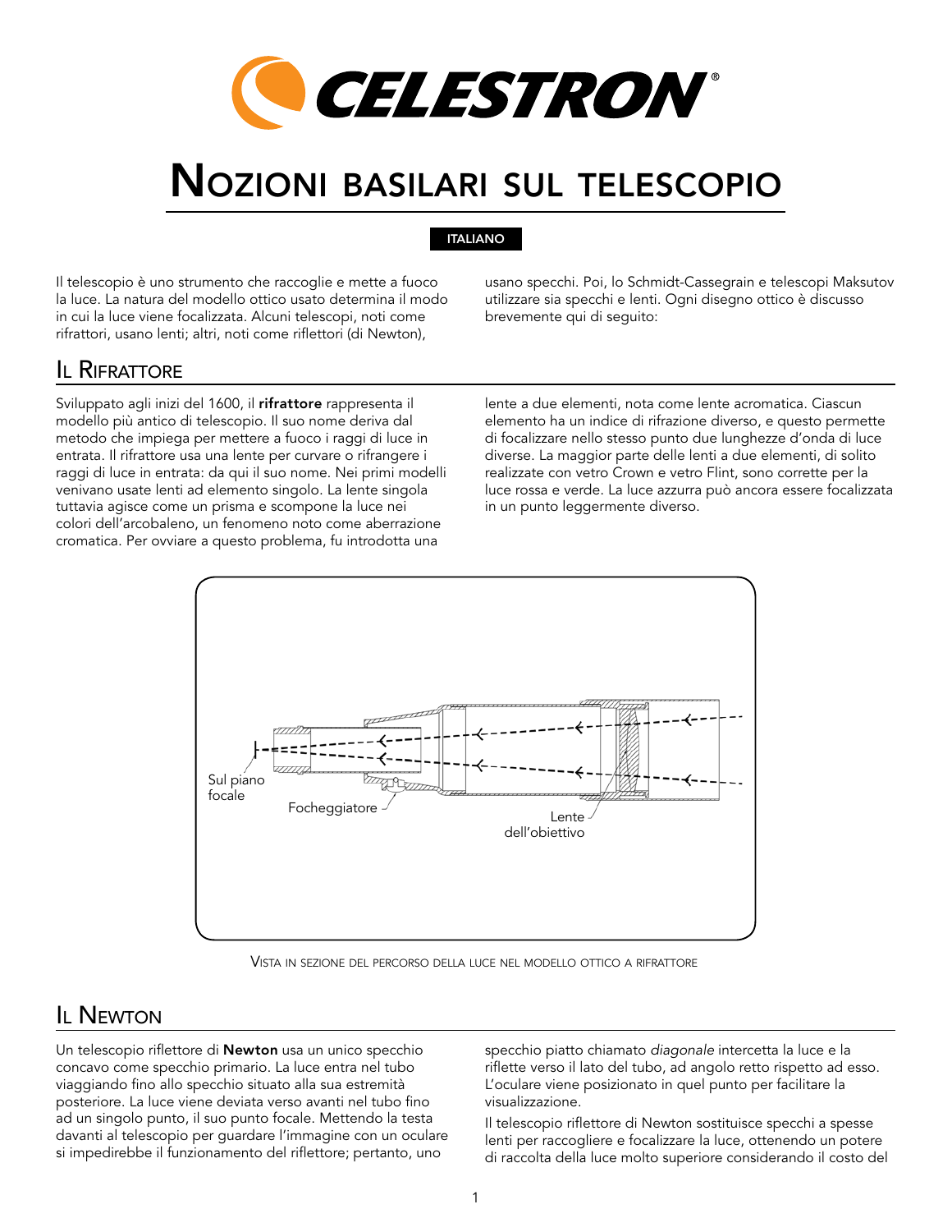# Nozioni basilari sul telescopio

ITALIANO

Il telescopio è uno strumento che raccoglie e mette a fuoco la luce. La natura del modello ottico usato determina il modo in cui la luce viene focalizzata. Alcuni telescopi, noti come rifrattori, usano lenti; altri, noti come riflettori (di Newton), usano specchi. Poi, lo Schmidt-Cassegrain e telescopi Maksutov utilizzare sia specchi e lenti. Ogni disegno ottico è discusso brevemente qui di seguito:

## Il Rifrattore

Sviluppato agli inizi del 1600, il **rifrattore** rappresenta il modello più antico di telescopio. Il suo nome deriva dal metodo che impiega per mettere a fuoco i raggi di luce in entrata. Il rifrattore usa una lente per curvare o rifrangere i raggi di luce in entrata: da qui il suo nome. Nei primi modelli venivano usate lenti ad elemento singolo. La lente singola tuttavia agisce come un prisma e scompone la luce nei colori dell'arcobaleno, un fenomeno noto come aberrazione cromatica. Per ovviare a questo problema, fu introdotta una lente a due elementi, nota come lente acromatica. Ciascun elemento ha un indice di rifrazione diverso, e questo permette di focalizzare nello stesso punto due lunghezze d'onda di luce diverse. La maggior parte delle lenti a due elementi, di solito realizzate con vetro Crown e vetro Flint, sono corrette per la luce rossa e verde. La luce azzurra può ancora essere focalizzata in un punto leggermente diverso.

Sul piano focale

Focheggiatore

Lente dell'obiettivo

Vista in sezione del percorso della luce nel modello ottico a rifrattore

## Il Newton

Un telescopio riflettore di **Newton** usa un unico specchio concavo come specchio primario. La luce entra nel tubo viaggiando fino allo specchio situato alla sua estremità posteriore. La luce viene deviata verso avanti nel tubo fino ad un singolo punto, il suo punto focale. Mettendo la testa davanti al telescopio per guardare l'immagine con un oculare si impedirebbe il funzionamento del riflettore; pertanto, uno specchio piatto chiamato *diagonale* intercetta la luce e la riflette verso il lato del tubo, ad angolo retto rispetto ad esso. L'oculare viene posizionato in quel punto per facilitare la visualizzazione.

Il telescopio riflettore di Newton sostituisce specchi a spesse lenti per raccogliere e focalizzare la luce, ottenendo un potere di raccolta della luce molto superiore considerando il costo del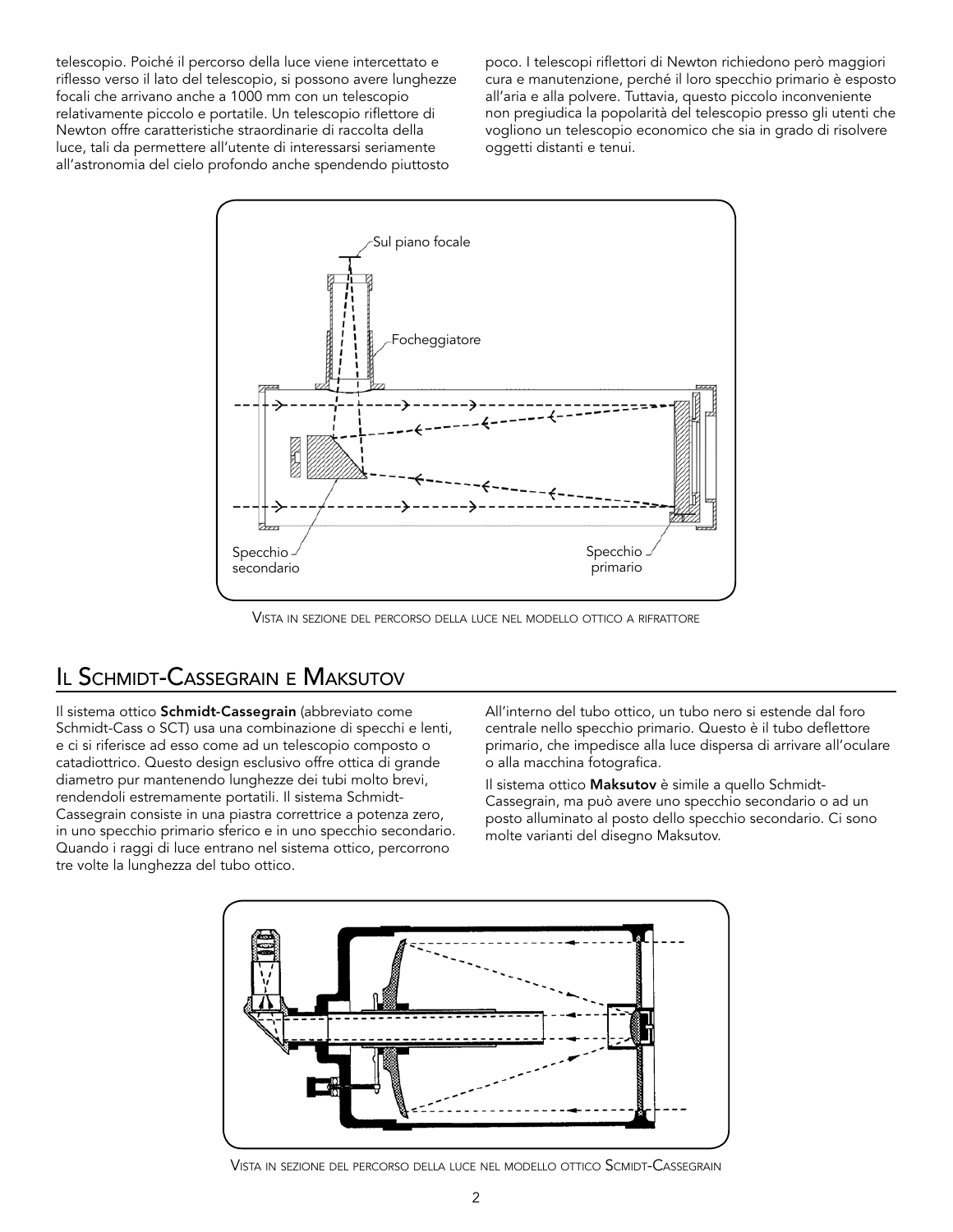telescopio. Poiché il percorso della luce viene intercettato e riflesso verso il lato del telescopio, si possono avere lunghezze focali che arrivano anche a 1000 mm con un telescopio relativamente piccolo e portatile. Un telescopio riflettore di Newton offre caratteristiche straordinarie di raccolta della luce, tali da permettere all'utente di interessarsi seriamente all'astronomia del cielo profondo anche spendendo piuttosto poco. I telescopi riflettori di Newton richiedono però maggiori cura e manutenzione, perché il loro specchio primario è esposto all'aria e alla polvere. Tuttavia, questo piccolo inconveniente non pregiudica la popolarità del telescopio presso gli utenti che vogliono un telescopio economico che sia in grado di risolvere oggetti distanti e tenui.

Sul piano focale

Focheggiatore

Specchio secondario

Specchio primario

Vista in sezione del percorso della luce nel modello ottico a rifrattore

## Il Schmidt-Cassegrain e Maksutov

Il sistema ottico **Schmidt-Cassegrain** (abbreviato come Schmidt-Cass o SCT) usa una combinazione di specchi e lenti, e ci si riferisce ad esso come ad un telescopio composto o catadiottrico. Questo design esclusivo offre ottica di grande diametro pur mantenendo lunghezze dei tubi molto brevi, rendendoli estremamente portatili. Il sistema Schmidt-Cassegrain consiste in una piastra correttrice a potenza zero, in uno specchio primario sferico e in uno specchio secondario. Quando i raggi di luce entrano nel sistema ottico, percorrono tre volte la lunghezza del tubo ottico.

All'interno del tubo ottico, un tubo nero si estende dal foro centrale nello specchio primario. Questo è il tubo deflettore primario, che impedisce alla luce dispersa di arrivare all'oculare o alla macchina fotografica.

Il sistema ottico **Maksutov** è simile a quello Schmidt-Cassegrain, ma può avere uno specchio secondario o ad un posto alluminato al posto dello specchio secondario. Ci sono molte varianti del disegno Maksutov.

Vista in sezione del percorso della luce nel modello ottico Scmidt-Cassegrain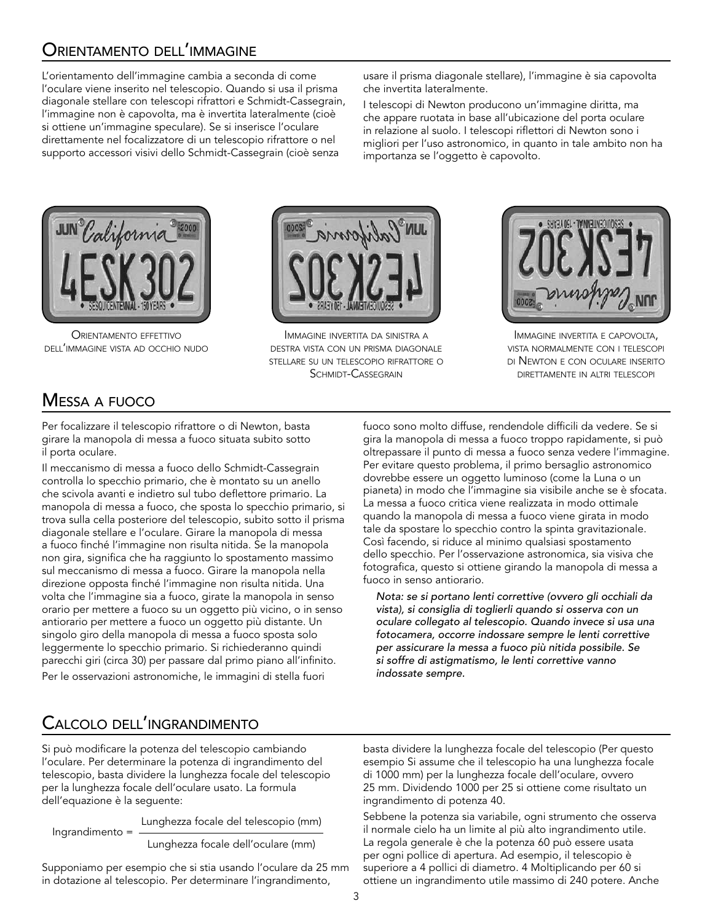## Orientamento dell'immagine

L'orientamento dell'immagine cambia a seconda di come l'oculare viene inserito nel telescopio. Quando si usa il prisma diagonale stellare con telescopi rifrattori e Schmidt-Cassegrain, l'immagine non è capovolta, ma è invertita lateralmente (cioè si ottiene un'immagine speculare). Se si inserisce l'oculare direttamente nel focalizzatore di un telescopio rifrattore o nel supporto accessori visivi dello Schmidt-Cassegrain (cioè senza usare il prisma diagonale stellare), l'immagine è sia capovolta che invertita lateralmente.

I telescopi di Newton producono un'immagine diritta, ma che appare ruotata in base all'ubicazione del porta oculare in relazione al suolo. I telescopi riflettori di Newton sono i migliori per l'uso astronomico, in quanto in tale ambito non ha importanza se l'oggetto è capovolto.

Orientamento effettivo dell'immagine vista ad occhio nudo

Immagine invertita da sinistra a destra vista con un prisma diagonale stellare su un telescopio rifrattore o Schmidt-Cassegrain

Immagine invertita e capovolta, vista normalmente con i telescopi di Newton e con oculare inserito direttamente in altri telescopi

## Messa a fuoco

Per focalizzare il telescopio rifrattore o di Newton, basta girare la manopola di messa a fuoco situata subito sotto il porta oculare.

Il meccanismo di messa a fuoco dello Schmidt-Cassegrain controlla lo specchio primario, che è montato su un anello che scivola avanti e indietro sul tubo deflettore primario. La manopola di messa a fuoco, che sposta lo specchio primario, si trova sulla cella posteriore del telescopio, subito sotto il prisma diagonale stellare e l'oculare. Girare la manopola di messa a fuoco finché l'immagine non risulta nitida. Se la manopola non gira, significa che ha raggiunto lo spostamento massimo sul meccanismo di messa a fuoco. Girare la manopola nella direzione opposta finché l'immagine non risulta nitida. Una volta che l'immagine sia a fuoco, girate la manopola in senso orario per mettere a fuoco su un oggetto più vicino, o in senso antiorario per mettere a fuoco un oggetto più distante. Un singolo giro della manopola di messa a fuoco sposta solo leggermente lo specchio primario. Si richiederanno quindi parecchi giri (circa 30) per passare dal primo piano all'infinito.

Per le osservazioni astronomiche, le immagini di stella fuori fuoco sono molto diffuse, rendendole difficili da vedere. Se si gira la manopola di messa a fuoco troppo rapidamente, si può oltrepassare il punto di messa a fuoco senza vedere l'immagine. Per evitare questo problema, il primo bersaglio astronomico dovrebbe essere un oggetto luminoso (come la Luna o un pianeta) in modo che l'immagine sia visibile anche se è sfocata. La messa a fuoco critica viene realizzata in modo ottimale quando la manopola di messa a fuoco viene girata in modo tale da spostare lo specchio contro la spinta gravitazionale. Così facendo, si riduce al minimo qualsiasi spostamento dello specchio. Per l'osservazione astronomica, sia visiva che fotografica, questo si ottiene girando la manopola di messa a fuoco in senso antiorario.

*Nota: se si portano lenti correttive (ovvero gli occhiali da vista), si consiglia di toglierli quando si osserva con un oculare collegato al telescopio. Quando invece si usa una fotocamera, occorre indossare sempre le lenti correttive per assicurare la messa a fuoco più nitida possibile. Se si soffre di astigmatismo, le lenti correttive vanno indossate sempre.*

## Calcolo dell'ingrandimento

Si può modificare la potenza del telescopio cambiando l'oculare. Per determinare la potenza di ingrandimento del telescopio, basta dividere la lunghezza focale del telescopio per la lunghezza focale dell'oculare usato. La formula dell'equazione è la seguente:

$$\text{Ingrandimento} = \frac{\text{Lunghezza focale del telescopio (mm)}}{\text{Lunghezza focale dell'oculare (mm)}}$$

Supponiamo per esempio che si stia usando l'oculare da 25 mm in dotazione al telescopio. Per determinare l'ingrandimento, basta dividere la lunghezza focale del telescopio (Per questo esempio Si assume che il telescopio ha una lunghezza focale di 1000 mm) per la lunghezza focale dell'oculare, ovvero 25 mm. Dividendo 1000 per 25 si ottiene come risultato un ingrandimento di potenza 40.

Sebbene la potenza sia variabile, ogni strumento che osserva il normale cielo ha un limite al più alto ingrandimento utile. La regola generale è che la potenza 60 può essere usata per ogni pollice di apertura. Ad esempio, il telescopio è superiore a 4 pollici di diametro. 4 Moltiplicando per 60 si ottiene un ingrandimento utile massimo di 240 potere. Anche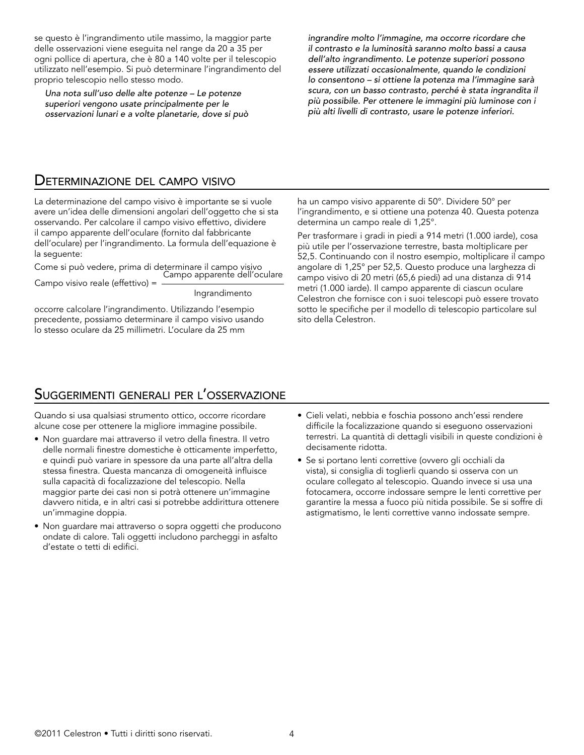se questo è l'ingrandimento utile massimo, la maggior parte delle osservazioni viene eseguita nel range da 20 a 35 per ogni pollice di apertura, che è 80 a 140 volte per il telescopio utilizzato nell'esempio. Si può determinare l'ingrandimento del proprio telescopio nello stesso modo.

*Una nota sull'uso delle alte potenze – Le potenze superiori vengono usate principalmente per le osservazioni lunari e a volte planetarie, dove si può ingrandire molto l'immagine, ma occorre ricordare che il contrasto e la luminosità saranno molto bassi a causa dell'alto ingrandimento. Le potenze superiori possono essere utilizzati occasionalmente, quando le condizioni lo consentono – si ottiene la potenza ma l'immagine sarà scura, con un basso contrasto, perché è stata ingrandita il più possibile. Per ottenere le immagini più luminose con i più alti livelli di contrasto, usare le potenze inferiori.*

## Determinazione del campo visivo

La determinazione del campo visivo è importante se si vuole avere un'idea delle dimensioni angolari dell'oggetto che si sta osservando. Per calcolare il campo visivo effettivo, dividere il campo apparente dell'oculare (fornito dal fabbricante dell'oculare) per l'ingrandimento. La formula dell'equazione è la seguente:

$$\text{Campo visivo reale (effettivo)} = \frac{\text{Campo apparente dell'oculare}}{\text{Ingrandimento}}$$

Come si può vedere, prima di determinare il campo visivo occorre calcolare l'ingrandimento. Utilizzando l'esempio precedente, possiamo determinare il campo visivo usando lo stesso oculare da 25 millimetri. L'oculare da 25 mm ha un campo visivo apparente di 50°. Dividere 50° per l'ingrandimento, e si ottiene una potenza 40. Questa potenza determina un campo reale di 1,25°.

Per trasformare i gradi in piedi a 914 metri (1.000 iarde), cosa più utile per l'osservazione terrestre, basta moltiplicare per 52,5. Continuando con il nostro esempio, moltiplicare il campo angolare di 1,25° per 52,5. Questo produce una larghezza di campo visivo di 20 metri (65,6 piedi) ad una distanza di 914 metri (1.000 iarde). Il campo apparente di ciascun oculare Celestron che fornisce con i suoi telescopi può essere trovato sotto le specifiche per il modello di telescopio particolare sul sito della Celestron.

## Suggerimenti generali per l'osservazione

Quando si usa qualsiasi strumento ottico, occorre ricordare alcune cose per ottenere la migliore immagine possibile.

- Non guardare mai attraverso il vetro della finestra. Il vetro delle normali finestre domestiche è otticamente imperfetto, e quindi può variare in spessore da una parte all'altra della stessa finestra. Questa mancanza di omogeneità influisce sulla capacità di focalizzazione del telescopio. Nella maggior parte dei casi non si potrà ottenere un'immagine davvero nitida, e in altri casi si potrebbe addirittura ottenere un'immagine doppia.
- Non guardare mai attraverso o sopra oggetti che producono ondate di calore. Tali oggetti includono parcheggi in asfalto d'estate o tetti di edifici.
- Cieli velati, nebbia e foschia possono anch'essi rendere difficile la focalizzazione quando si eseguono osservazioni terrestri. La quantità di dettagli visibili in queste condizioni è decisamente ridotta.
- Se si portano lenti correttive (ovvero gli occhiali da vista), si consiglia di toglierli quando si osserva con un oculare collegato al telescopio. Quando invece si usa una fotocamera, occorre indossare sempre le lenti correttive per garantire la messa a fuoco più nitida possibile. Se si soffre di astigmatismo, le lenti correttive vanno indossate sempre.

©2011 Celestron • Tutti i diritti sono riservati.